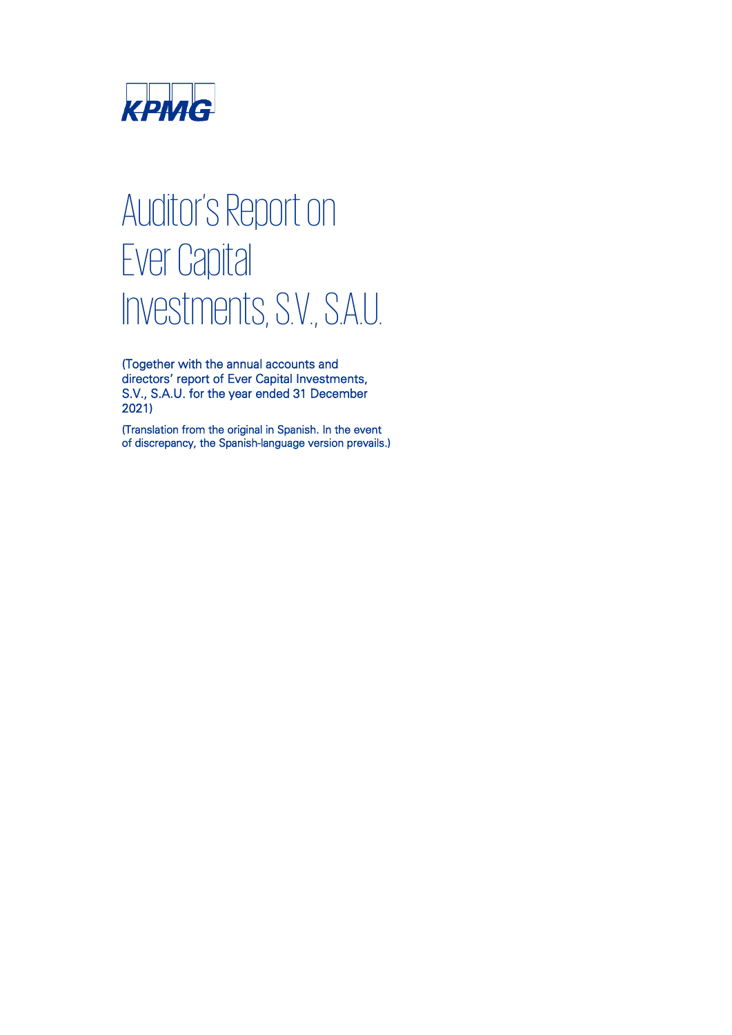KPMG

# Auditor's Report on Ever Capital Investments, S.V., S.A.U.

(Together with the annual accounts and directors' report of Ever Capital Investments, S.V., S.A.U. for the year ended 31 December 2021)

(Translation from the original in Spanish. In the event of discrepancy, the Spanish-language version prevails.)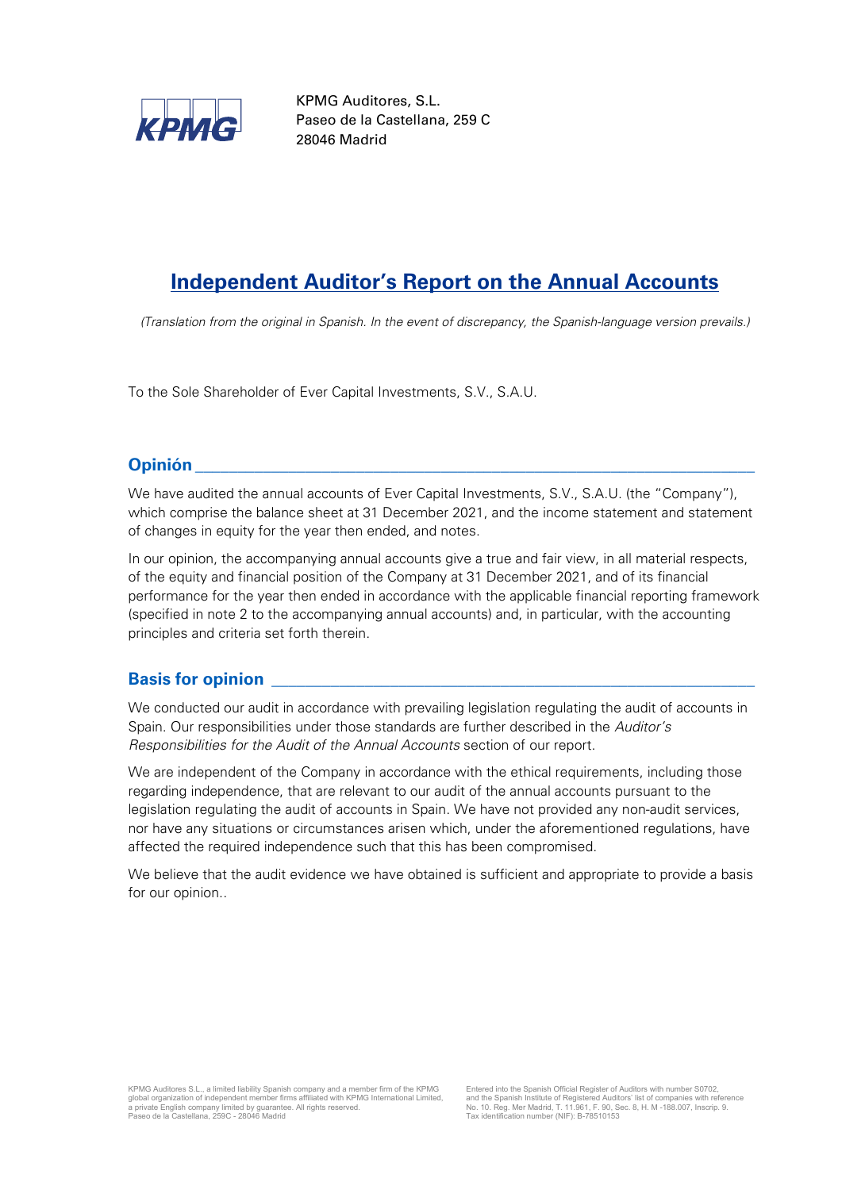KPMG Auditores, S.L.
Paseo de la Castellana, 259 C
28046 Madrid

# Independent Auditor's Report on the Annual Accounts

*(Translation from the original in Spanish. In the event of discrepancy, the Spanish-language version prevails.)*

To the Sole Shareholder of Ever Capital Investments, S.V., S.A.U.

## Opinión

We have audited the annual accounts of Ever Capital Investments, S.V., S.A.U. (the "Company"), which comprise the balance sheet at 31 December 2021, and the income statement and statement of changes in equity for the year then ended, and notes.

In our opinion, the accompanying annual accounts give a true and fair view, in all material respects, of the equity and financial position of the Company at 31 December 2021, and of its financial performance for the year then ended in accordance with the applicable financial reporting framework (specified in note 2 to the accompanying annual accounts) and, in particular, with the accounting principles and criteria set forth therein.

## Basis for opinion

We conducted our audit in accordance with prevailing legislation regulating the audit of accounts in Spain. Our responsibilities under those standards are further described in the *Auditor's Responsibilities for the Audit of the Annual Accounts* section of our report.

We are independent of the Company in accordance with the ethical requirements, including those regarding independence, that are relevant to our audit of the annual accounts pursuant to the legislation regulating the audit of accounts in Spain. We have not provided any non-audit services, nor have any situations or circumstances arisen which, under the aforementioned regulations, have affected the required independence such that this has been compromised.

We believe that the audit evidence we have obtained is sufficient and appropriate to provide a basis for our opinion..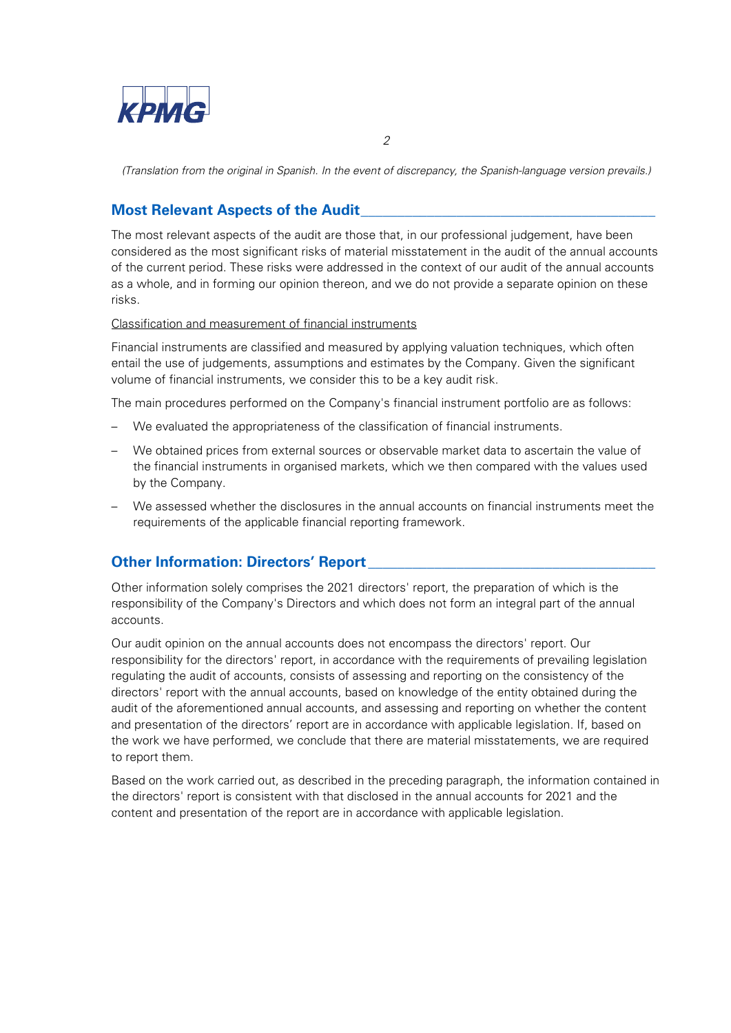*(Translation from the original in Spanish. In the event of discrepancy, the Spanish-language version prevails.)*

## Most Relevant Aspects of the Audit

The most relevant aspects of the audit are those that, in our professional judgement, have been considered as the most significant risks of material misstatement in the audit of the annual accounts of the current period. These risks were addressed in the context of our audit of the annual accounts as a whole, and in forming our opinion thereon, and we do not provide a separate opinion on these risks.

Classification and measurement of financial instruments

Financial instruments are classified and measured by applying valuation techniques, which often entail the use of judgements, assumptions and estimates by the Company. Given the significant volume of financial instruments, we consider this to be a key audit risk.

The main procedures performed on the Company's financial instrument portfolio are as follows:

- We evaluated the appropriateness of the classification of financial instruments.
- We obtained prices from external sources or observable market data to ascertain the value of the financial instruments in organised markets, which we then compared with the values used by the Company.
- We assessed whether the disclosures in the annual accounts on financial instruments meet the requirements of the applicable financial reporting framework.

## Other Information: Directors' Report

Other information solely comprises the 2021 directors' report, the preparation of which is the responsibility of the Company's Directors and which does not form an integral part of the annual accounts.

Our audit opinion on the annual accounts does not encompass the directors' report. Our responsibility for the directors' report, in accordance with the requirements of prevailing legislation regulating the audit of accounts, consists of assessing and reporting on the consistency of the directors' report with the annual accounts, based on knowledge of the entity obtained during the audit of the aforementioned annual accounts, and assessing and reporting on whether the content and presentation of the directors' report are in accordance with applicable legislation. If, based on the work we have performed, we conclude that there are material misstatements, we are required to report them.

Based on the work carried out, as described in the preceding paragraph, the information contained in the directors' report is consistent with that disclosed in the annual accounts for 2021 and the content and presentation of the report are in accordance with applicable legislation.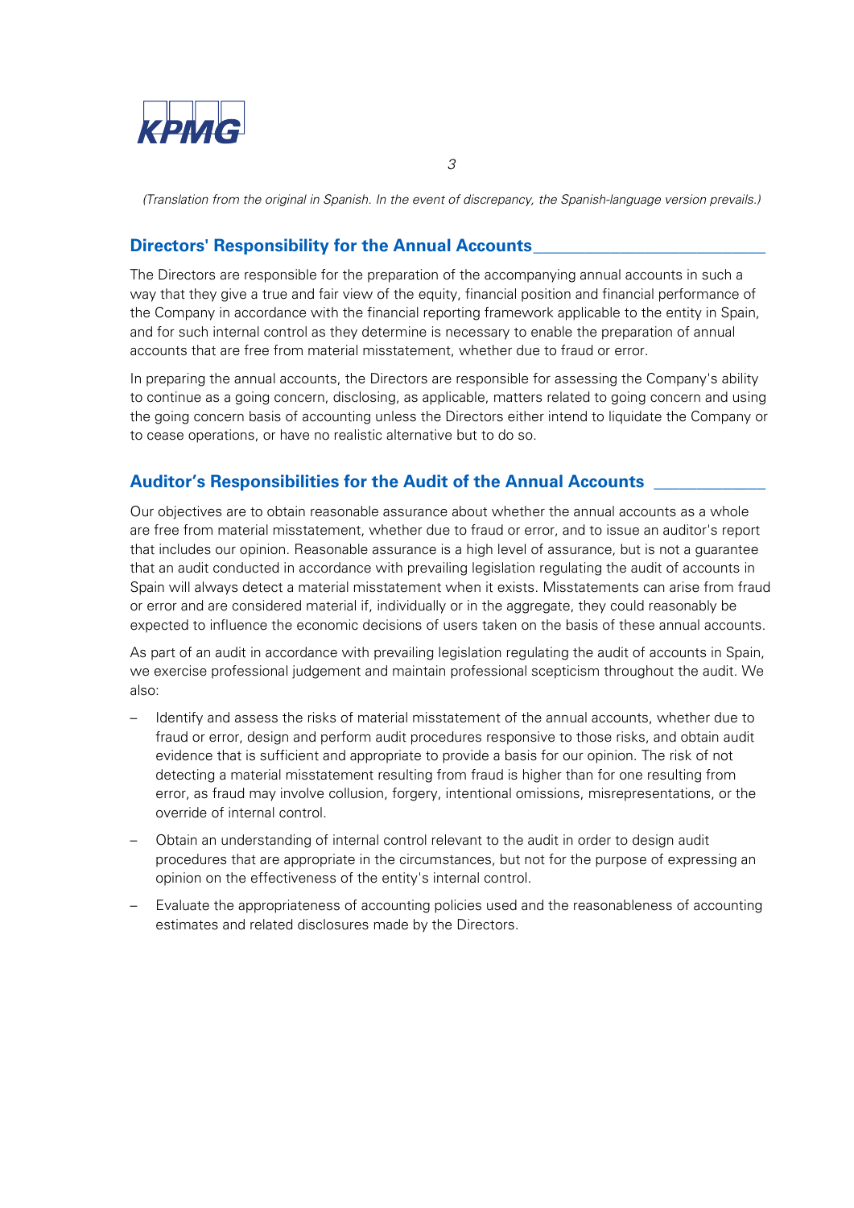*(Translation from the original in Spanish. In the event of discrepancy, the Spanish-language version prevails.)*

## Directors' Responsibility for the Annual Accounts

The Directors are responsible for the preparation of the accompanying annual accounts in such a way that they give a true and fair view of the equity, financial position and financial performance of the Company in accordance with the financial reporting framework applicable to the entity in Spain, and for such internal control as they determine is necessary to enable the preparation of annual accounts that are free from material misstatement, whether due to fraud or error.

In preparing the annual accounts, the Directors are responsible for assessing the Company's ability to continue as a going concern, disclosing, as applicable, matters related to going concern and using the going concern basis of accounting unless the Directors either intend to liquidate the Company or to cease operations, or have no realistic alternative but to do so.

## Auditor's Responsibilities for the Audit of the Annual Accounts

Our objectives are to obtain reasonable assurance about whether the annual accounts as a whole are free from material misstatement, whether due to fraud or error, and to issue an auditor's report that includes our opinion. Reasonable assurance is a high level of assurance, but is not a guarantee that an audit conducted in accordance with prevailing legislation regulating the audit of accounts in Spain will always detect a material misstatement when it exists. Misstatements can arise from fraud or error and are considered material if, individually or in the aggregate, they could reasonably be expected to influence the economic decisions of users taken on the basis of these annual accounts.

As part of an audit in accordance with prevailing legislation regulating the audit of accounts in Spain, we exercise professional judgement and maintain professional scepticism throughout the audit. We also:

- Identify and assess the risks of material misstatement of the annual accounts, whether due to fraud or error, design and perform audit procedures responsive to those risks, and obtain audit evidence that is sufficient and appropriate to provide a basis for our opinion. The risk of not detecting a material misstatement resulting from fraud is higher than for one resulting from error, as fraud may involve collusion, forgery, intentional omissions, misrepresentations, or the override of internal control.
- Obtain an understanding of internal control relevant to the audit in order to design audit procedures that are appropriate in the circumstances, but not for the purpose of expressing an opinion on the effectiveness of the entity's internal control.
- Evaluate the appropriateness of accounting policies used and the reasonableness of accounting estimates and related disclosures made by the Directors.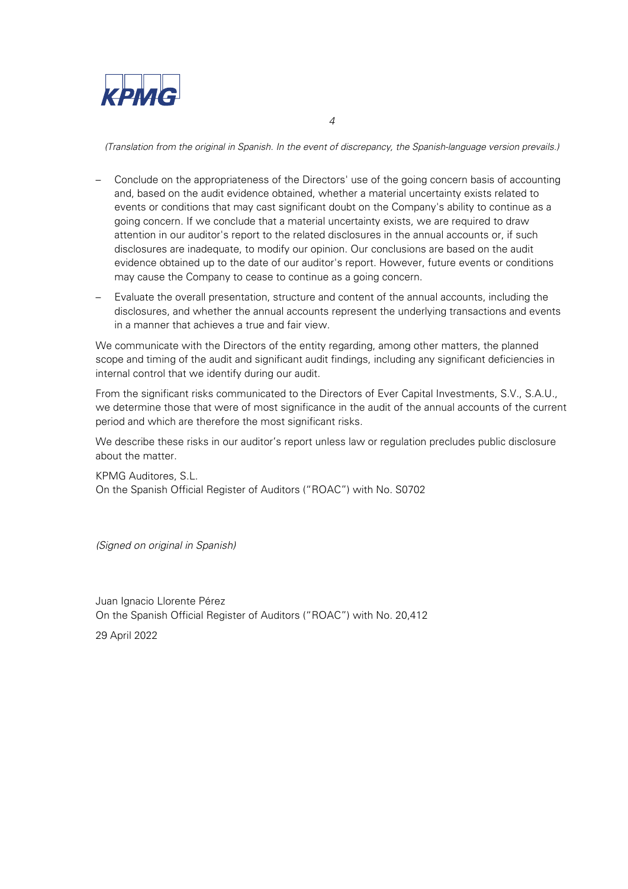*(Translation from the original in Spanish. In the event of discrepancy, the Spanish-language version prevails.)*

- Conclude on the appropriateness of the Directors' use of the going concern basis of accounting and, based on the audit evidence obtained, whether a material uncertainty exists related to events or conditions that may cast significant doubt on the Company's ability to continue as a going concern. If we conclude that a material uncertainty exists, we are required to draw attention in our auditor's report to the related disclosures in the annual accounts or, if such disclosures are inadequate, to modify our opinion. Our conclusions are based on the audit evidence obtained up to the date of our auditor's report. However, future events or conditions may cause the Company to cease to continue as a going concern.
- Evaluate the overall presentation, structure and content of the annual accounts, including the disclosures, and whether the annual accounts represent the underlying transactions and events in a manner that achieves a true and fair view.

We communicate with the Directors of the entity regarding, among other matters, the planned scope and timing of the audit and significant audit findings, including any significant deficiencies in internal control that we identify during our audit.

From the significant risks communicated to the Directors of Ever Capital Investments, S.V., S.A.U., we determine those that were of most significance in the audit of the annual accounts of the current period and which are therefore the most significant risks.

We describe these risks in our auditor's report unless law or regulation precludes public disclosure about the matter.

KPMG Auditores, S.L.
On the Spanish Official Register of Auditors ("ROAC") with No. S0702

*(Signed on original in Spanish)*

Juan Ignacio Llorente Pérez
On the Spanish Official Register of Auditors ("ROAC") with No. 20,412

29 April 2022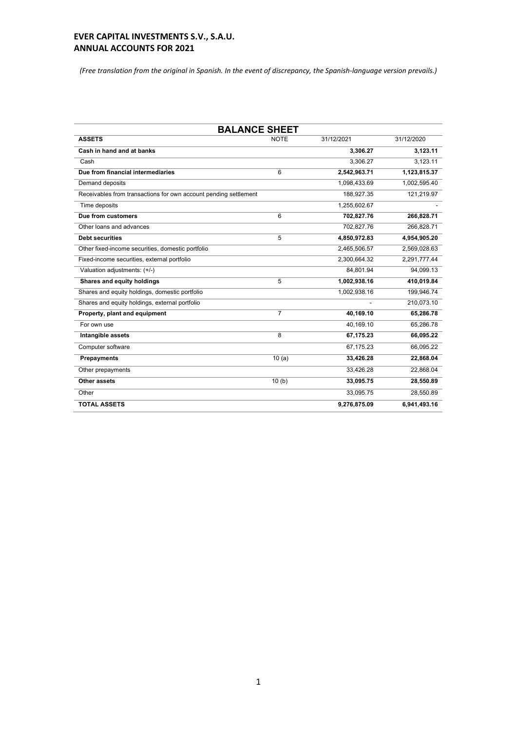## EVER CAPITAL INVESTMENTS S.V., S.A.U.
## ANNUAL ACCOUNTS FOR 2021

*(Free translation from the original in Spanish. In the event of discrepancy, the Spanish-language version prevails.)*

### BALANCE SHEET

| **ASSETS** | NOTE | 31/12/2021 | 31/12/2020 |
|---|---|---|---|
| **Cash in hand and at banks** | | **3,306.27** | **3,123.11** |
| Cash | | 3,306.27 | 3,123.11 |
| **Due from financial intermediaries** | 6 | **2,542,963.71** | **1,123,815.37** |
| Demand deposits | | 1,098,433.69 | 1,002,595.40 |
| Receivables from transactions for own account pending settlement | | 188,927.35 | 121,219.97 |
| Time deposits | | 1,255,602.67 | - |
| **Due from customers** | 6 | **702,827.76** | **266,828.71** |
| Other loans and advances | | 702,827.76 | 266,828.71 |
| **Debt securities** | 5 | **4,850,972.83** | **4,954,905.20** |
| Other fixed-income securities, domestic portfolio | | 2,465,506.57 | 2,569,028.63 |
| Fixed-income securities, external portfolio | | 2,300,664.32 | 2,291,777.44 |
| Valuation adjustments: (+/-) | | 84,801.94 | 94,099.13 |
| **Shares and equity holdings** | 5 | **1,002,938.16** | **410,019.84** |
| Shares and equity holdings, domestic portfolio | | 1,002,938.16 | 199,946.74 |
| Shares and equity holdings, external portfolio | | - | 210,073.10 |
| **Property, plant and equipment** | 7 | **40,169.10** | **65,286.78** |
| For own use | | 40,169.10 | 65,286.78 |
| **Intangible assets** | 8 | **67,175.23** | **66,095.22** |
| Computer software | | 67,175.23 | 66,095.22 |
| **Prepayments** | 10 (a) | **33,426.28** | **22,868.04** |
| Other prepayments | | 33,426.28 | 22,868.04 |
| **Other assets** | 10 (b) | **33,095.75** | **28,550.89** |
| Other | | 33,095.75 | 28,550.89 |
| **TOTAL ASSETS** | | **9,276,875.09** | **6,941,493.16** |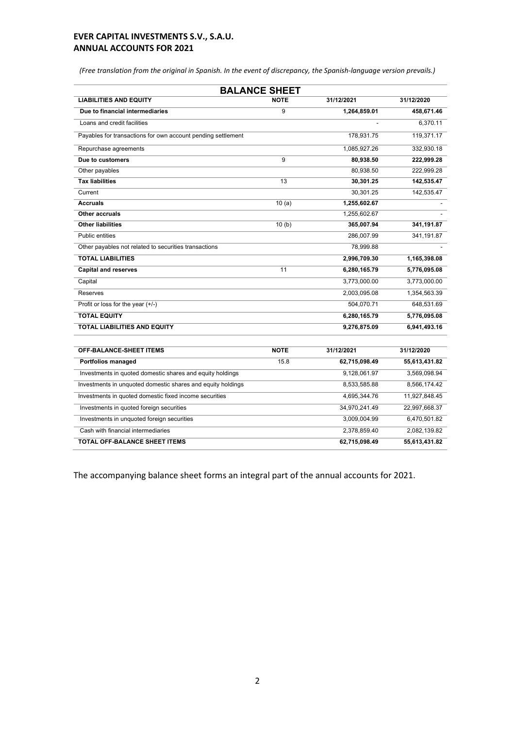**EVER CAPITAL INVESTMENTS S.V., S.A.U.**
**ANNUAL ACCOUNTS FOR 2021**

*(Free translation from the original in Spanish. In the event of discrepancy, the Spanish-language version prevails.)*

## BALANCE SHEET

| LIABILITIES AND EQUITY | NOTE | 31/12/2021 | 31/12/2020 |
|---|---|---|---|
| **Due to financial intermediaries** | 9 | **1,264,859.01** | **458,671.46** |
| Loans and credit facilities | | - | 6,370.11 |
| Payables for transactions for own account pending settlement | | 178,931.75 | 119,371.17 |
| Repurchase agreements | | 1,085,927.26 | 332,930.18 |
| **Due to customers** | 9 | **80,938.50** | **222,999.28** |
| Other payables | | 80,938.50 | 222,999.28 |
| **Tax liabilities** | 13 | **30,301.25** | **142,535.47** |
| Current | | 30,301.25 | 142,535.47 |
| **Accruals** | 10 (a) | **1,255,602.67** | - |
| **Other accruals** | | 1,255,602.67 | - |
| **Other liabilities** | 10 (b) | **365,007.94** | **341,191.87** |
| Public entities | | 286,007.99 | 341,191.87 |
| Other payables not related to securities transactions | | 78,999.88 | - |
| **TOTAL LIABILITIES** | | **2,996,709.30** | **1,165,398.08** |
| **Capital and reserves** | 11 | **6,280,165.79** | **5,776,095.08** |
| Capital | | 3,773,000.00 | 3,773,000.00 |
| Reserves | | 2,003,095.08 | 1,354,563.39 |
| Profit or loss for the year (+/-) | | 504,070.71 | 648,531.69 |
| **TOTAL EQUITY** | | **6,280,165.79** | **5,776,095.08** |
| **TOTAL LIABILITIES AND EQUITY** | | **9,276,875.09** | **6,941,493.16** |

| OFF-BALANCE-SHEET ITEMS | NOTE | 31/12/2021 | 31/12/2020 |
|---|---|---|---|
| **Portfolios managed** | 15.8 | **62,715,098.49** | **55,613,431.82** |
| Investments in quoted domestic shares and equity holdings | | 9,128,061.97 | 3,569,098.94 |
| Investments in unquoted domestic shares and equity holdings | | 8,533,585.88 | 8,566,174.42 |
| Investments in quoted domestic fixed income securities | | 4,695,344.76 | 11,927,848.45 |
| Investments in quoted foreign securities | | 34,970,241.49 | 22,997,668.37 |
| Investments in unquoted foreign securities | | 3,009,004.99 | 6,470,501.82 |
| Cash with financial intermediaries | | 2,378,859.40 | 2,082,139.82 |
| **TOTAL OFF-BALANCE SHEET ITEMS** | | **62,715,098.49** | **55,613,431.82** |

The accompanying balance sheet forms an integral part of the annual accounts for 2021.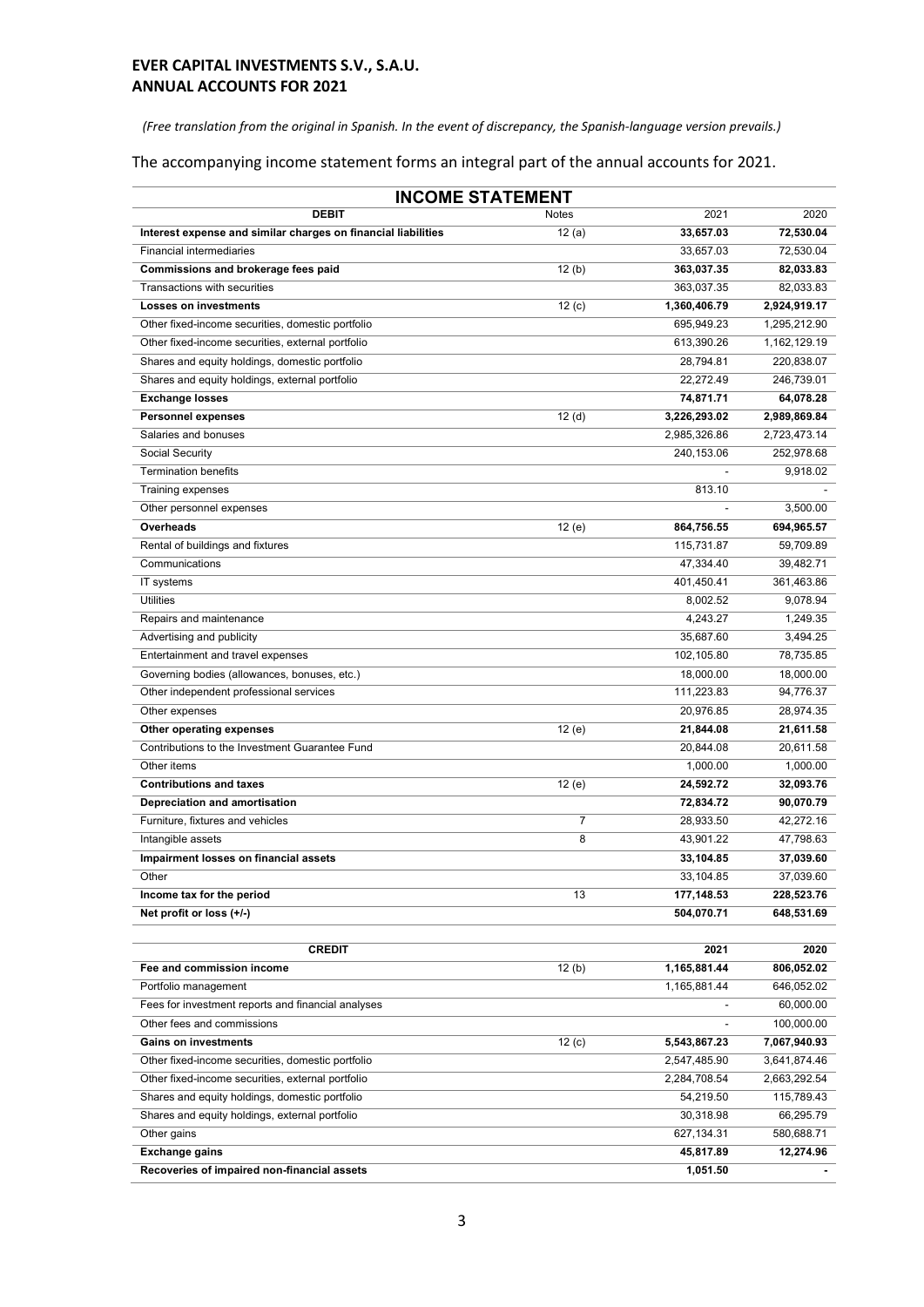**EVER CAPITAL INVESTMENTS S.V., S.A.U.**
**ANNUAL ACCOUNTS FOR 2021**

*(Free translation from the original in Spanish. In the event of discrepancy, the Spanish-language version prevails.)*

The accompanying income statement forms an integral part of the annual accounts for 2021.

## INCOME STATEMENT

| DEBIT | Notes | 2021 | 2020 |
|---|---|---|---|
| **Interest expense and similar charges on financial liabilities** | 12 (a) | **33,657.03** | **72,530.04** |
| Financial intermediaries | | 33,657.03 | 72,530.04 |
| **Commissions and brokerage fees paid** | 12 (b) | **363,037.35** | **82,033.83** |
| Transactions with securities | | 363,037.35 | 82,033.83 |
| **Losses on investments** | 12 (c) | **1,360,406.79** | **2,924,919.17** |
| Other fixed-income securities, domestic portfolio | | 695,949.23 | 1,295,212.90 |
| Other fixed-income securities, external portfolio | | 613,390.26 | 1,162,129.19 |
| Shares and equity holdings, domestic portfolio | | 28,794.81 | 220,838.07 |
| Shares and equity holdings, external portfolio | | 22,272.49 | 246,739.01 |
| **Exchange losses** | | **74,871.71** | **64,078.28** |
| **Personnel expenses** | 12 (d) | **3,226,293.02** | **2,989,869.84** |
| Salaries and bonuses | | 2,985,326.86 | 2,723,473.14 |
| Social Security | | 240,153.06 | 252,978.68 |
| Termination benefits | | - | 9,918.02 |
| Training expenses | | 813.10 | - |
| Other personnel expenses | | - | 3,500.00 |
| **Overheads** | 12 (e) | **864,756.55** | **694,965.57** |
| Rental of buildings and fixtures | | 115,731.87 | 59,709.89 |
| Communications | | 47,334.40 | 39,482.71 |
| IT systems | | 401,450.41 | 361,463.86 |
| Utilities | | 8,002.52 | 9,078.94 |
| Repairs and maintenance | | 4,243.27 | 1,249.35 |
| Advertising and publicity | | 35,687.60 | 3,494.25 |
| Entertainment and travel expenses | | 102,105.80 | 78,735.85 |
| Governing bodies (allowances, bonuses, etc.) | | 18,000.00 | 18,000.00 |
| Other independent professional services | | 111,223.83 | 94,776.37 |
| Other expenses | | 20,976.85 | 28,974.35 |
| **Other operating expenses** | 12 (e) | **21,844.08** | **21,611.58** |
| Contributions to the Investment Guarantee Fund | | 20,844.08 | 20,611.58 |
| Other items | | 1,000.00 | 1,000.00 |
| **Contributions and taxes** | 12 (e) | **24,592.72** | **32,093.76** |
| **Depreciation and amortisation** | | **72,834.72** | **90,070.79** |
| Furniture, fixtures and vehicles | 7 | 28,933.50 | 42,272.16 |
| Intangible assets | 8 | 43,901.22 | 47,798.63 |
| **Impairment losses on financial assets** | | **33,104.85** | **37,039.60** |
| Other | | 33,104.85 | 37,039.60 |
| **Income tax for the period** | 13 | **177,148.53** | **228,523.76** |
| **Net profit or loss (+/-)** | | **504,070.71** | **648,531.69** |

| CREDIT | | 2021 | 2020 |
|---|---|---|---|
| **Fee and commission income** | 12 (b) | **1,165,881.44** | **806,052.02** |
| Portfolio management | | 1,165,881.44 | 646,052.02 |
| Fees for investment reports and financial analyses | | - | 60,000.00 |
| Other fees and commissions | | - | 100,000.00 |
| **Gains on investments** | 12 (c) | **5,543,867.23** | **7,067,940.93** |
| Other fixed-income securities, domestic portfolio | | 2,547,485.90 | 3,641,874.46 |
| Other fixed-income securities, external portfolio | | 2,284,708.54 | 2,663,292.54 |
| Shares and equity holdings, domestic portfolio | | 54,219.50 | 115,789.43 |
| Shares and equity holdings, external portfolio | | 30,318.98 | 66,295.79 |
| Other gains | | 627,134.31 | 580,688.71 |
| **Exchange gains** | | **45,817.89** | **12,274.96** |
| **Recoveries of impaired non-financial assets** | | **1,051.50** | **-** |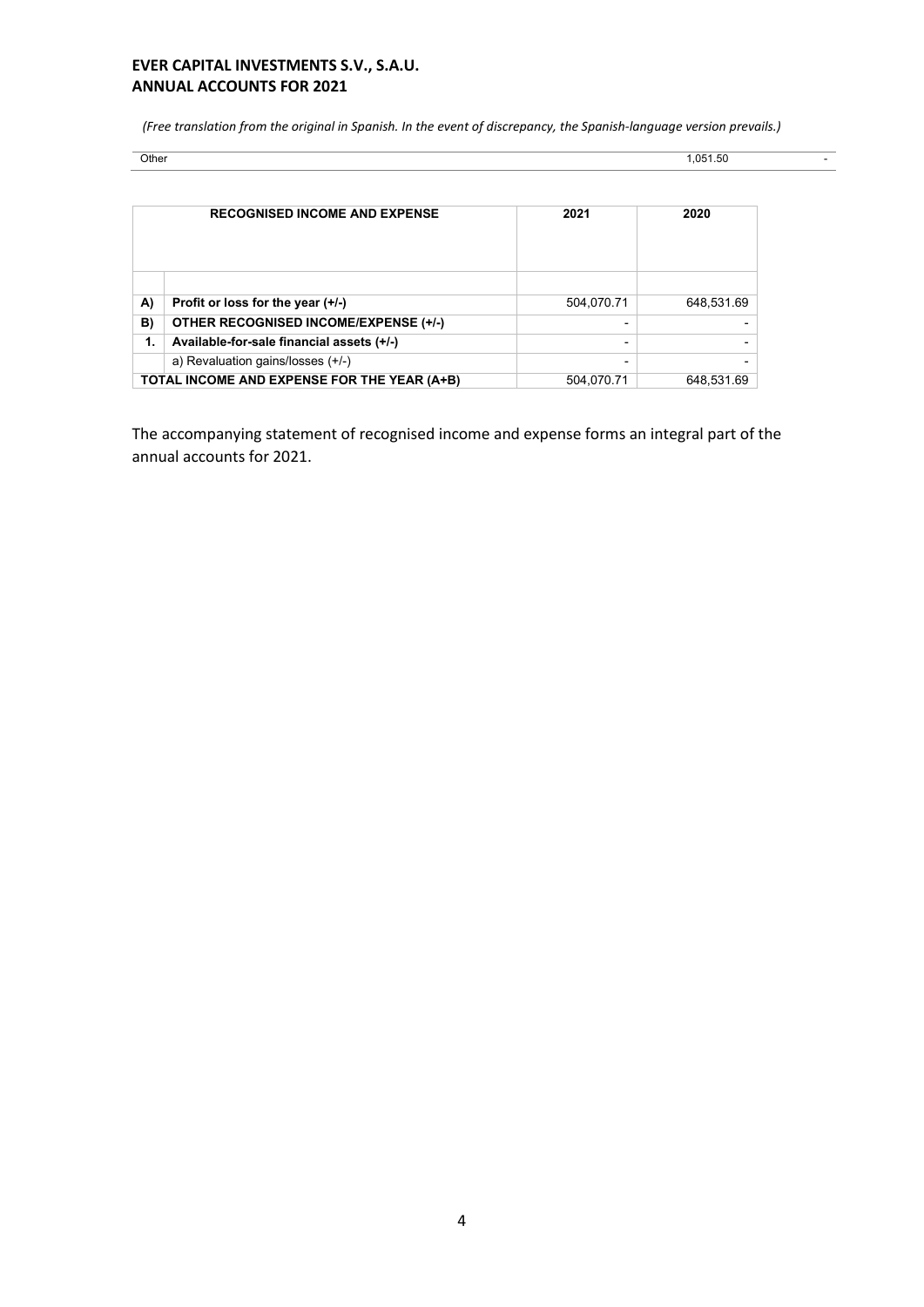*(Free translation from the original in Spanish. In the event of discrepancy, the Spanish-language version prevails.)*

| Other | 1,051.50 | - |
|---|---|---|

| | RECOGNISED INCOME AND EXPENSE | 2021 | 2020 |
|---|---|---|---|
| **A)** | **Profit or loss for the year (+/-)** | 504,070.71 | 648,531.69 |
| **B)** | **OTHER RECOGNISED INCOME/EXPENSE (+/-)** | - | - |
| **1.** | **Available-for-sale financial assets (+/-)** | - | - |
| | a) Revaluation gains/losses (+/-) | - | - |
| **TOTAL INCOME AND EXPENSE FOR THE YEAR (A+B)** | | 504,070.71 | 648,531.69 |

The accompanying statement of recognised income and expense forms an integral part of the annual accounts for 2021.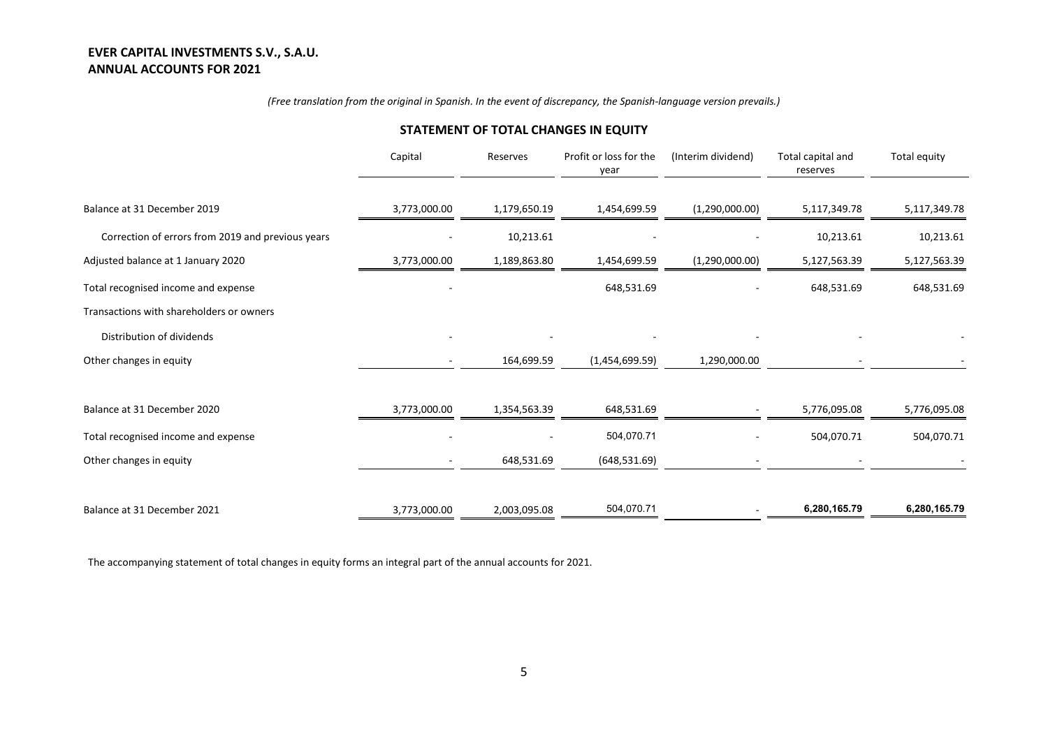**EVER CAPITAL INVESTMENTS S.V., S.A.U.**
**ANNUAL ACCOUNTS FOR 2021**

*(Free translation from the original in Spanish. In the event of discrepancy, the Spanish-language version prevails.)*

## STATEMENT OF TOTAL CHANGES IN EQUITY

| | Capital | Reserves | Profit or loss for the year | (Interim dividend) | Total capital and reserves | Total equity |
|---|---|---|---|---|---|---|
| Balance at 31 December 2019 | 3,773,000.00 | 1,179,650.19 | 1,454,699.59 | (1,290,000.00) | 5,117,349.78 | 5,117,349.78 |
| Correction of errors from 2019 and previous years | - | 10,213.61 | - | - | 10,213.61 | 10,213.61 |
| Adjusted balance at 1 January 2020 | 3,773,000.00 | 1,189,863.80 | 1,454,699.59 | (1,290,000.00) | 5,127,563.39 | 5,127,563.39 |
| Total recognised income and expense | - | | 648,531.69 | - | 648,531.69 | 648,531.69 |
| Transactions with shareholders or owners | | | | | | |
| Distribution of dividends | - | - | - | - | - | - |
| Other changes in equity | - | 164,699.59 | (1,454,699.59) | 1,290,000.00 | - | - |
| Balance at 31 December 2020 | 3,773,000.00 | 1,354,563.39 | 648,531.69 | - | 5,776,095.08 | 5,776,095.08 |
| Total recognised income and expense | - | - | 504,070.71 | - | 504,070.71 | 504,070.71 |
| Other changes in equity | - | 648,531.69 | (648,531.69) | - | - | - |
| Balance at 31 December 2021 | 3,773,000.00 | 2,003,095.08 | 504,070.71 | - | **6,280,165.79** | **6,280,165.79** |

The accompanying statement of total changes in equity forms an integral part of the annual accounts for 2021.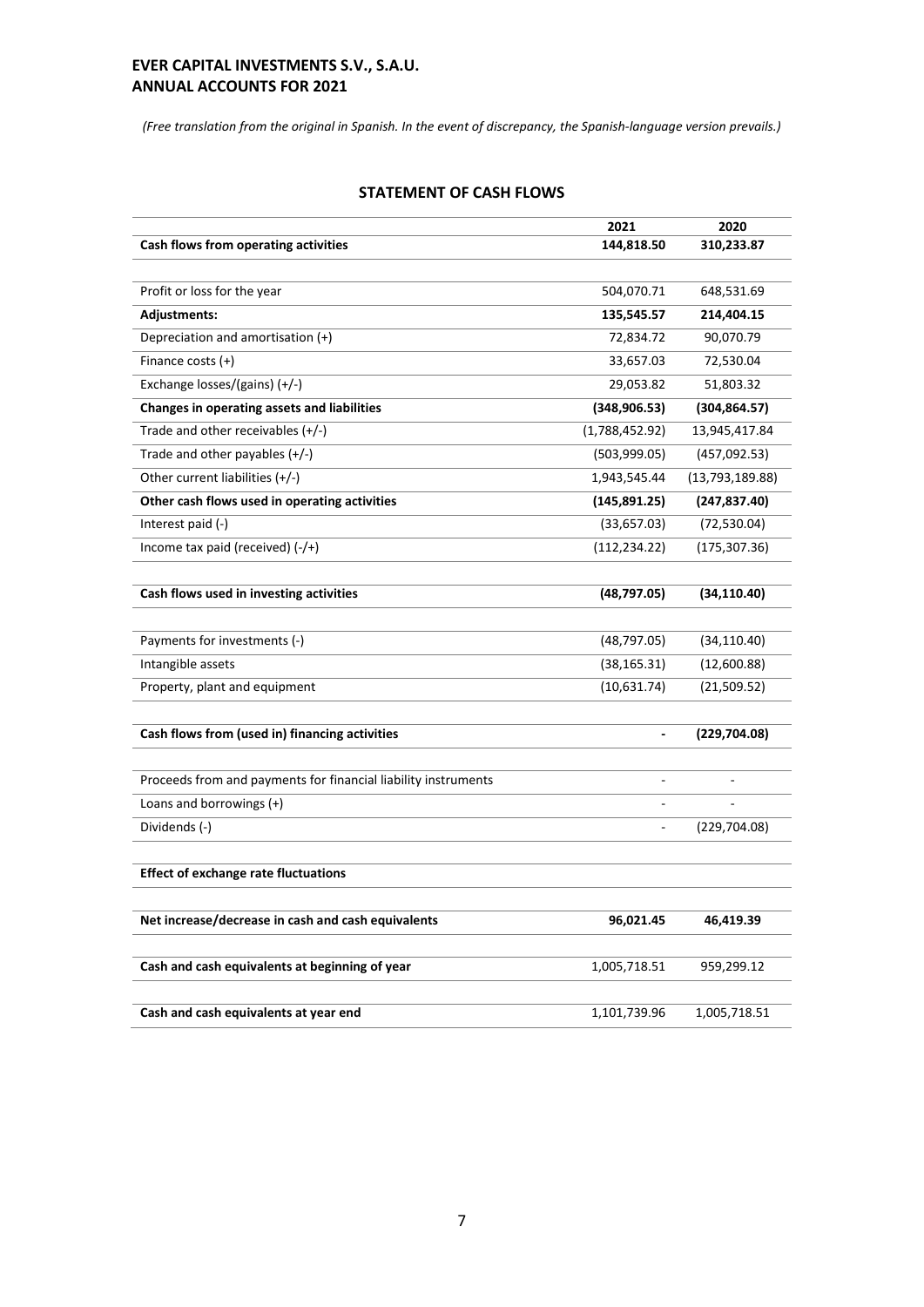**EVER CAPITAL INVESTMENTS S.V., S.A.U.**
**ANNUAL ACCOUNTS FOR 2021**

*(Free translation from the original in Spanish. In the event of discrepancy, the Spanish-language version prevails.)*

## STATEMENT OF CASH FLOWS

| | 2021 | 2020 |
|---|---|---|
| **Cash flows from operating activities** | **144,818.50** | **310,233.87** |
| Profit or loss for the year | 504,070.71 | 648,531.69 |
| **Adjustments:** | **135,545.57** | **214,404.15** |
| Depreciation and amortisation (+) | 72,834.72 | 90,070.79 |
| Finance costs (+) | 33,657.03 | 72,530.04 |
| Exchange losses/(gains) (+/-) | 29,053.82 | 51,803.32 |
| **Changes in operating assets and liabilities** | **(348,906.53)** | **(304,864.57)** |
| Trade and other receivables (+/-) | (1,788,452.92) | 13,945,417.84 |
| Trade and other payables (+/-) | (503,999.05) | (457,092.53) |
| Other current liabilities (+/-) | 1,943,545.44 | (13,793,189.88) |
| **Other cash flows used in operating activities** | **(145,891.25)** | **(247,837.40)** |
| Interest paid (-) | (33,657.03) | (72,530.04) |
| Income tax paid (received) (-/+) | (112,234.22) | (175,307.36) |
| **Cash flows used in investing activities** | **(48,797.05)** | **(34,110.40)** |
| Payments for investments (-) | (48,797.05) | (34,110.40) |
| Intangible assets | (38,165.31) | (12,600.88) |
| Property, plant and equipment | (10,631.74) | (21,509.52) |
| **Cash flows from (used in) financing activities** | **-** | **(229,704.08)** |
| Proceeds from and payments for financial liability instruments | - | - |
| Loans and borrowings (+) | - | - |
| Dividends (-) | - | (229,704.08) |
| **Effect of exchange rate fluctuations** | | |
| **Net increase/decrease in cash and cash equivalents** | **96,021.45** | **46,419.39** |
| **Cash and cash equivalents at beginning of year** | 1,005,718.51 | 959,299.12 |
| **Cash and cash equivalents at year end** | 1,101,739.96 | 1,005,718.51 |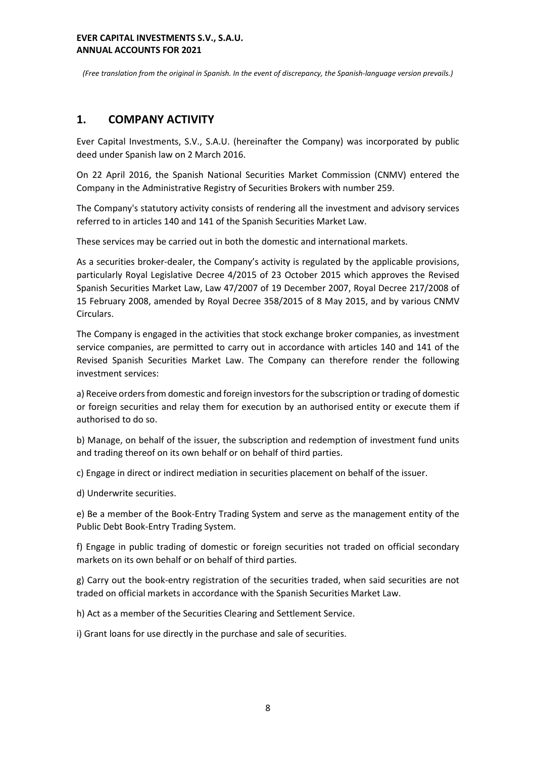*(Free translation from the original in Spanish. In the event of discrepancy, the Spanish-language version prevails.)*

# 1. COMPANY ACTIVITY

Ever Capital Investments, S.V., S.A.U. (hereinafter the Company) was incorporated by public deed under Spanish law on 2 March 2016.

On 22 April 2016, the Spanish National Securities Market Commission (CNMV) entered the Company in the Administrative Registry of Securities Brokers with number 259.

The Company's statutory activity consists of rendering all the investment and advisory services referred to in articles 140 and 141 of the Spanish Securities Market Law.

These services may be carried out in both the domestic and international markets.

As a securities broker-dealer, the Company's activity is regulated by the applicable provisions, particularly Royal Legislative Decree 4/2015 of 23 October 2015 which approves the Revised Spanish Securities Market Law, Law 47/2007 of 19 December 2007, Royal Decree 217/2008 of 15 February 2008, amended by Royal Decree 358/2015 of 8 May 2015, and by various CNMV Circulars.

The Company is engaged in the activities that stock exchange broker companies, as investment service companies, are permitted to carry out in accordance with articles 140 and 141 of the Revised Spanish Securities Market Law. The Company can therefore render the following investment services:

a) Receive orders from domestic and foreign investors for the subscription or trading of domestic or foreign securities and relay them for execution by an authorised entity or execute them if authorised to do so.

b) Manage, on behalf of the issuer, the subscription and redemption of investment fund units and trading thereof on its own behalf or on behalf of third parties.

c) Engage in direct or indirect mediation in securities placement on behalf of the issuer.

d) Underwrite securities.

e) Be a member of the Book-Entry Trading System and serve as the management entity of the Public Debt Book-Entry Trading System.

f) Engage in public trading of domestic or foreign securities not traded on official secondary markets on its own behalf or on behalf of third parties.

g) Carry out the book-entry registration of the securities traded, when said securities are not traded on official markets in accordance with the Spanish Securities Market Law.

h) Act as a member of the Securities Clearing and Settlement Service.

i) Grant loans for use directly in the purchase and sale of securities.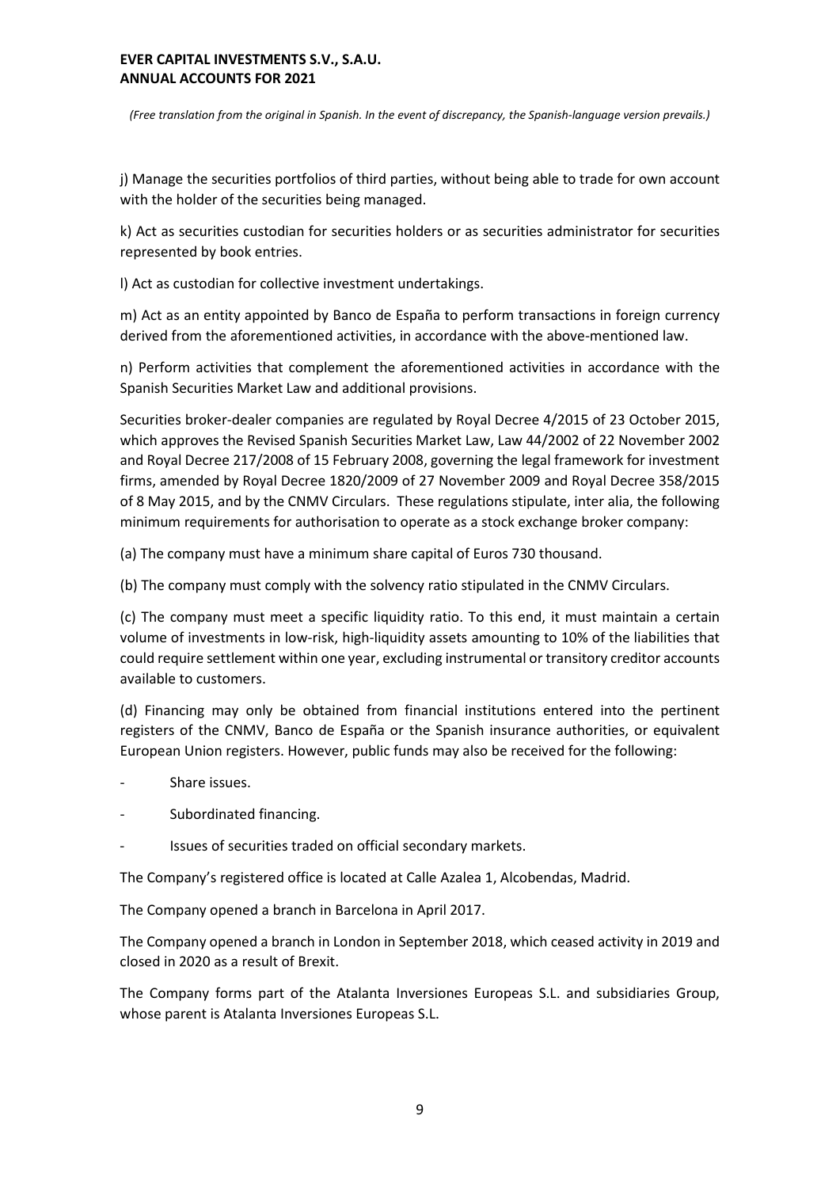j) Manage the securities portfolios of third parties, without being able to trade for own account with the holder of the securities being managed.

k) Act as securities custodian for securities holders or as securities administrator for securities represented by book entries.

l) Act as custodian for collective investment undertakings.

m) Act as an entity appointed by Banco de España to perform transactions in foreign currency derived from the aforementioned activities, in accordance with the above-mentioned law.

n) Perform activities that complement the aforementioned activities in accordance with the Spanish Securities Market Law and additional provisions.

Securities broker-dealer companies are regulated by Royal Decree 4/2015 of 23 October 2015, which approves the Revised Spanish Securities Market Law, Law 44/2002 of 22 November 2002 and Royal Decree 217/2008 of 15 February 2008, governing the legal framework for investment firms, amended by Royal Decree 1820/2009 of 27 November 2009 and Royal Decree 358/2015 of 8 May 2015, and by the CNMV Circulars. These regulations stipulate, inter alia, the following minimum requirements for authorisation to operate as a stock exchange broker company:

(a) The company must have a minimum share capital of Euros 730 thousand.

(b) The company must comply with the solvency ratio stipulated in the CNMV Circulars.

(c) The company must meet a specific liquidity ratio. To this end, it must maintain a certain volume of investments in low-risk, high-liquidity assets amounting to 10% of the liabilities that could require settlement within one year, excluding instrumental or transitory creditor accounts available to customers.

(d) Financing may only be obtained from financial institutions entered into the pertinent registers of the CNMV, Banco de España or the Spanish insurance authorities, or equivalent European Union registers. However, public funds may also be received for the following:

- Share issues.
- Subordinated financing.
- Issues of securities traded on official secondary markets.

The Company's registered office is located at Calle Azalea 1, Alcobendas, Madrid.

The Company opened a branch in Barcelona in April 2017.

The Company opened a branch in London in September 2018, which ceased activity in 2019 and closed in 2020 as a result of Brexit.

The Company forms part of the Atalanta Inversiones Europeas S.L. and subsidiaries Group, whose parent is Atalanta Inversiones Europeas S.L.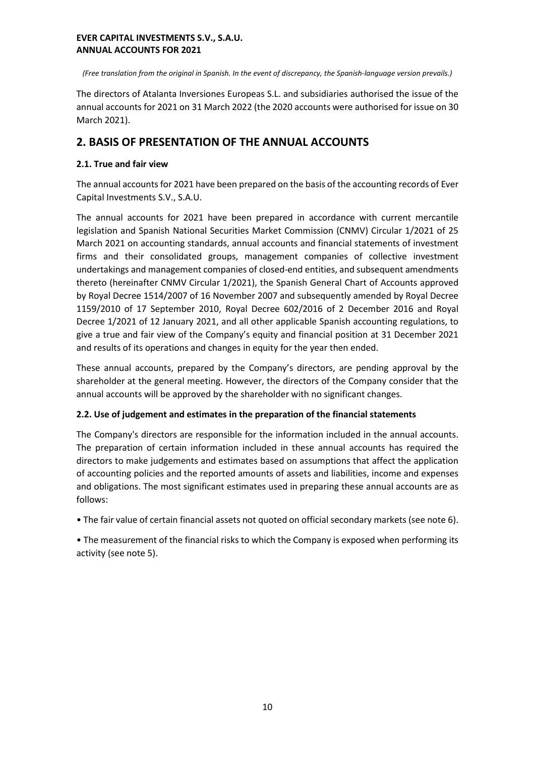The directors of Atalanta Inversiones Europeas S.L. and subsidiaries authorised the issue of the annual accounts for 2021 on 31 March 2022 (the 2020 accounts were authorised for issue on 30 March 2021).

## 2. BASIS OF PRESENTATION OF THE ANNUAL ACCOUNTS

### 2.1. True and fair view

The annual accounts for 2021 have been prepared on the basis of the accounting records of Ever Capital Investments S.V., S.A.U.

The annual accounts for 2021 have been prepared in accordance with current mercantile legislation and Spanish National Securities Market Commission (CNMV) Circular 1/2021 of 25 March 2021 on accounting standards, annual accounts and financial statements of investment firms and their consolidated groups, management companies of collective investment undertakings and management companies of closed-end entities, and subsequent amendments thereto (hereinafter CNMV Circular 1/2021), the Spanish General Chart of Accounts approved by Royal Decree 1514/2007 of 16 November 2007 and subsequently amended by Royal Decree 1159/2010 of 17 September 2010, Royal Decree 602/2016 of 2 December 2016 and Royal Decree 1/2021 of 12 January 2021, and all other applicable Spanish accounting regulations, to give a true and fair view of the Company's equity and financial position at 31 December 2021 and results of its operations and changes in equity for the year then ended.

These annual accounts, prepared by the Company's directors, are pending approval by the shareholder at the general meeting. However, the directors of the Company consider that the annual accounts will be approved by the shareholder with no significant changes.

### 2.2. Use of judgement and estimates in the preparation of the financial statements

The Company's directors are responsible for the information included in the annual accounts. The preparation of certain information included in these annual accounts has required the directors to make judgements and estimates based on assumptions that affect the application of accounting policies and the reported amounts of assets and liabilities, income and expenses and obligations. The most significant estimates used in preparing these annual accounts are as follows:

- The fair value of certain financial assets not quoted on official secondary markets (see note 6).
- The measurement of the financial risks to which the Company is exposed when performing its activity (see note 5).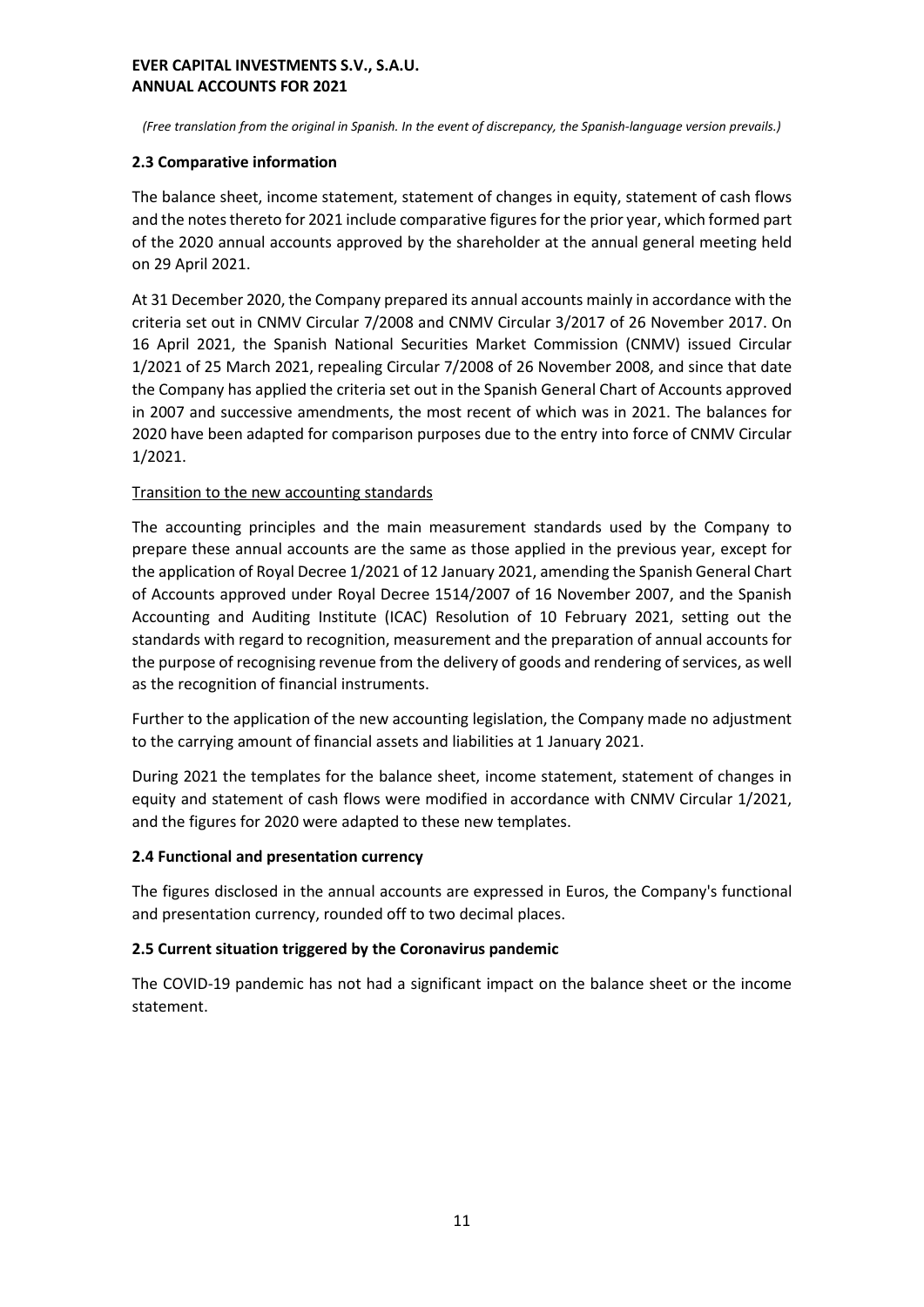*(Free translation from the original in Spanish. In the event of discrepancy, the Spanish-language version prevails.)*

### 2.3 Comparative information

The balance sheet, income statement, statement of changes in equity, statement of cash flows and the notes thereto for 2021 include comparative figures for the prior year, which formed part of the 2020 annual accounts approved by the shareholder at the annual general meeting held on 29 April 2021.

At 31 December 2020, the Company prepared its annual accounts mainly in accordance with the criteria set out in CNMV Circular 7/2008 and CNMV Circular 3/2017 of 26 November 2017. On 16 April 2021, the Spanish National Securities Market Commission (CNMV) issued Circular 1/2021 of 25 March 2021, repealing Circular 7/2008 of 26 November 2008, and since that date the Company has applied the criteria set out in the Spanish General Chart of Accounts approved in 2007 and successive amendments, the most recent of which was in 2021. The balances for 2020 have been adapted for comparison purposes due to the entry into force of CNMV Circular 1/2021.

<u>Transition to the new accounting standards</u>

The accounting principles and the main measurement standards used by the Company to prepare these annual accounts are the same as those applied in the previous year, except for the application of Royal Decree 1/2021 of 12 January 2021, amending the Spanish General Chart of Accounts approved under Royal Decree 1514/2007 of 16 November 2007, and the Spanish Accounting and Auditing Institute (ICAC) Resolution of 10 February 2021, setting out the standards with regard to recognition, measurement and the preparation of annual accounts for the purpose of recognising revenue from the delivery of goods and rendering of services, as well as the recognition of financial instruments.

Further to the application of the new accounting legislation, the Company made no adjustment to the carrying amount of financial assets and liabilities at 1 January 2021.

During 2021 the templates for the balance sheet, income statement, statement of changes in equity and statement of cash flows were modified in accordance with CNMV Circular 1/2021, and the figures for 2020 were adapted to these new templates.

### 2.4 Functional and presentation currency

The figures disclosed in the annual accounts are expressed in Euros, the Company's functional and presentation currency, rounded off to two decimal places.

### 2.5 Current situation triggered by the Coronavirus pandemic

The COVID-19 pandemic has not had a significant impact on the balance sheet or the income statement.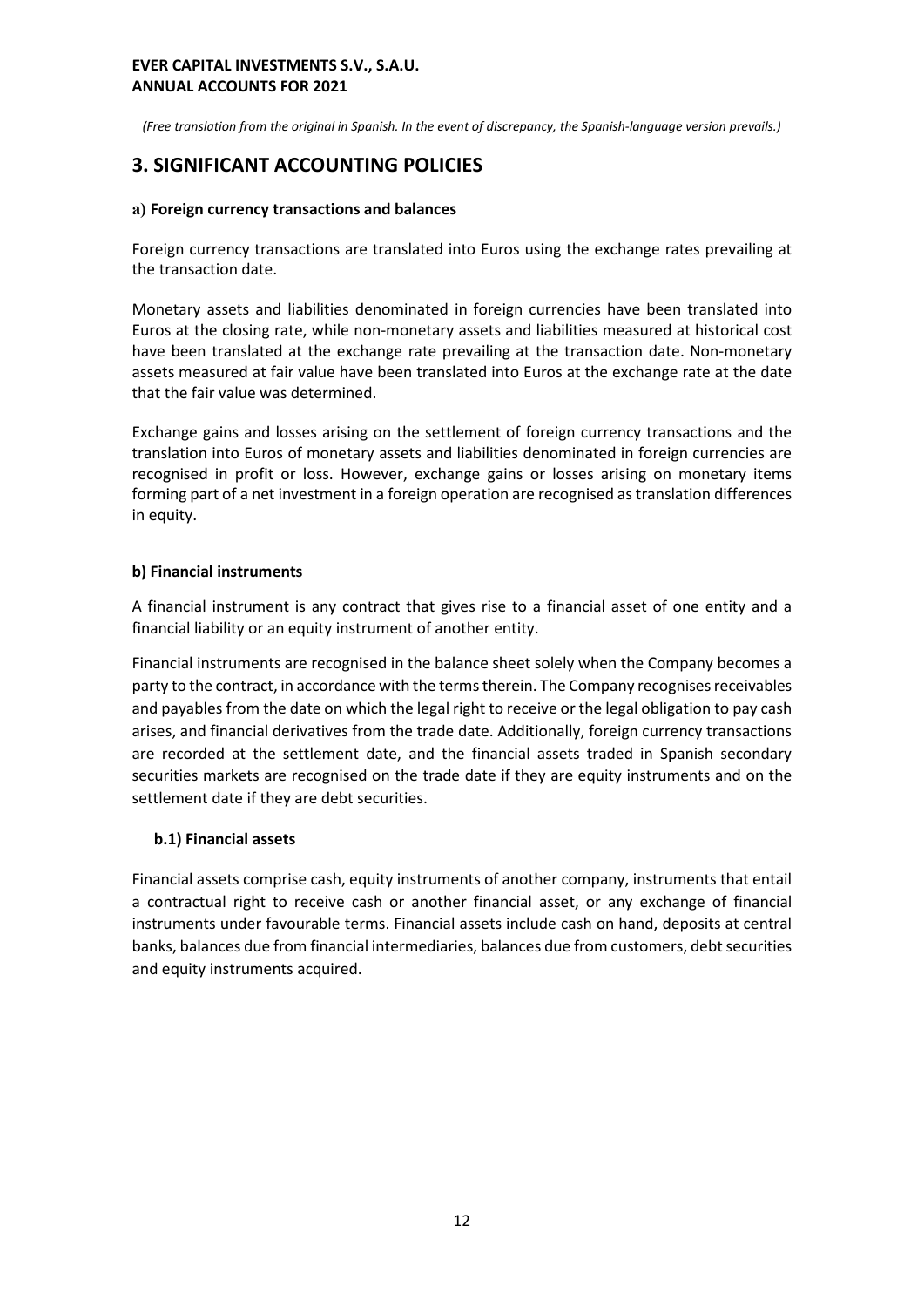*(Free translation from the original in Spanish. In the event of discrepancy, the Spanish-language version prevails.)*

# 3. SIGNIFICANT ACCOUNTING POLICIES

### a) Foreign currency transactions and balances

Foreign currency transactions are translated into Euros using the exchange rates prevailing at the transaction date.

Monetary assets and liabilities denominated in foreign currencies have been translated into Euros at the closing rate, while non-monetary assets and liabilities measured at historical cost have been translated at the exchange rate prevailing at the transaction date. Non-monetary assets measured at fair value have been translated into Euros at the exchange rate at the date that the fair value was determined.

Exchange gains and losses arising on the settlement of foreign currency transactions and the translation into Euros of monetary assets and liabilities denominated in foreign currencies are recognised in profit or loss. However, exchange gains or losses arising on monetary items forming part of a net investment in a foreign operation are recognised as translation differences in equity.

### b) Financial instruments

A financial instrument is any contract that gives rise to a financial asset of one entity and a financial liability or an equity instrument of another entity.

Financial instruments are recognised in the balance sheet solely when the Company becomes a party to the contract, in accordance with the terms therein. The Company recognises receivables and payables from the date on which the legal right to receive or the legal obligation to pay cash arises, and financial derivatives from the trade date. Additionally, foreign currency transactions are recorded at the settlement date, and the financial assets traded in Spanish secondary securities markets are recognised on the trade date if they are equity instruments and on the settlement date if they are debt securities.

#### b.1) Financial assets

Financial assets comprise cash, equity instruments of another company, instruments that entail a contractual right to receive cash or another financial asset, or any exchange of financial instruments under favourable terms. Financial assets include cash on hand, deposits at central banks, balances due from financial intermediaries, balances due from customers, debt securities and equity instruments acquired.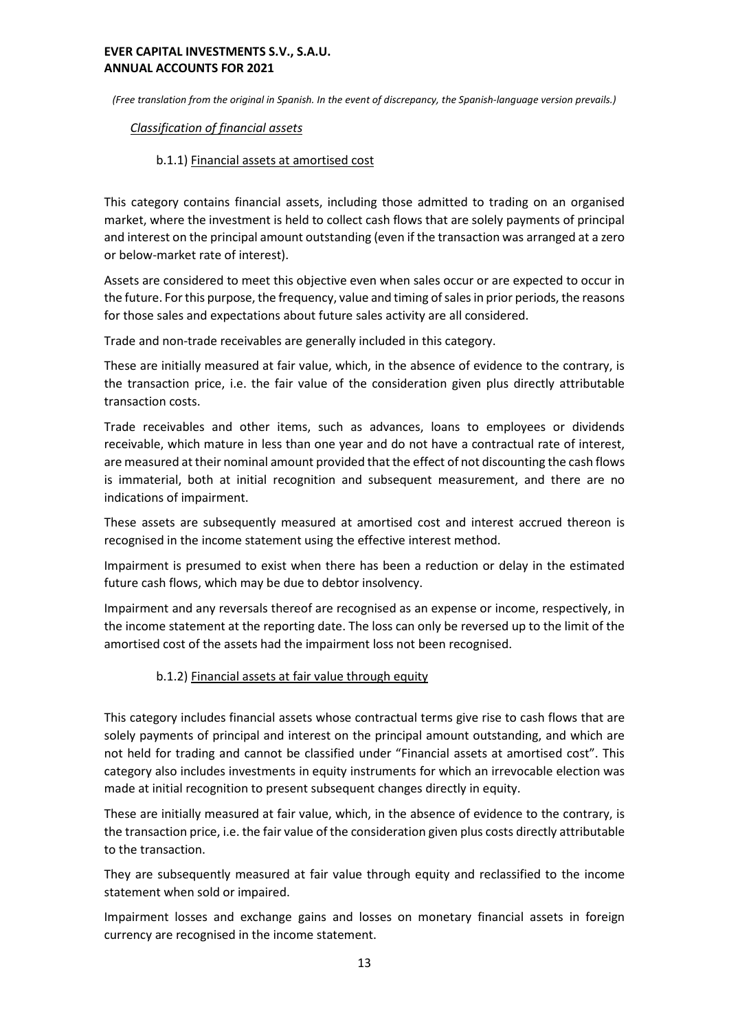*(Free translation from the original in Spanish. In the event of discrepancy, the Spanish-language version prevails.)*

*Classification of financial assets*

b.1.1) Financial assets at amortised cost

This category contains financial assets, including those admitted to trading on an organised market, where the investment is held to collect cash flows that are solely payments of principal and interest on the principal amount outstanding (even if the transaction was arranged at a zero or below-market rate of interest).

Assets are considered to meet this objective even when sales occur or are expected to occur in the future. For this purpose, the frequency, value and timing of sales in prior periods, the reasons for those sales and expectations about future sales activity are all considered.

Trade and non-trade receivables are generally included in this category.

These are initially measured at fair value, which, in the absence of evidence to the contrary, is the transaction price, i.e. the fair value of the consideration given plus directly attributable transaction costs.

Trade receivables and other items, such as advances, loans to employees or dividends receivable, which mature in less than one year and do not have a contractual rate of interest, are measured at their nominal amount provided that the effect of not discounting the cash flows is immaterial, both at initial recognition and subsequent measurement, and there are no indications of impairment.

These assets are subsequently measured at amortised cost and interest accrued thereon is recognised in the income statement using the effective interest method.

Impairment is presumed to exist when there has been a reduction or delay in the estimated future cash flows, which may be due to debtor insolvency.

Impairment and any reversals thereof are recognised as an expense or income, respectively, in the income statement at the reporting date. The loss can only be reversed up to the limit of the amortised cost of the assets had the impairment loss not been recognised.

b.1.2) Financial assets at fair value through equity

This category includes financial assets whose contractual terms give rise to cash flows that are solely payments of principal and interest on the principal amount outstanding, and which are not held for trading and cannot be classified under "Financial assets at amortised cost". This category also includes investments in equity instruments for which an irrevocable election was made at initial recognition to present subsequent changes directly in equity.

These are initially measured at fair value, which, in the absence of evidence to the contrary, is the transaction price, i.e. the fair value of the consideration given plus costs directly attributable to the transaction.

They are subsequently measured at fair value through equity and reclassified to the income statement when sold or impaired.

Impairment losses and exchange gains and losses on monetary financial assets in foreign currency are recognised in the income statement.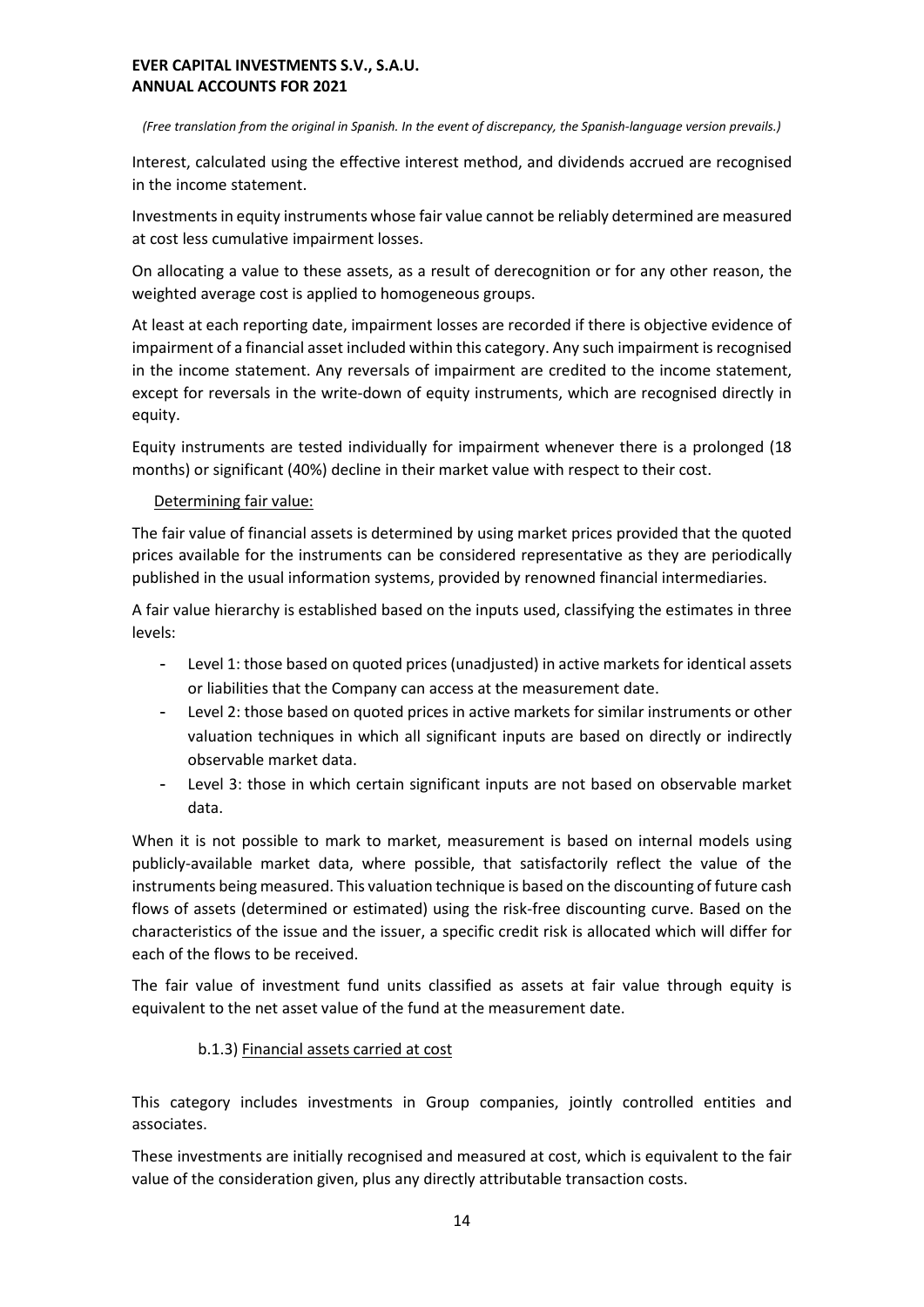*(Free translation from the original in Spanish. In the event of discrepancy, the Spanish-language version prevails.)*

Interest, calculated using the effective interest method, and dividends accrued are recognised in the income statement.

Investments in equity instruments whose fair value cannot be reliably determined are measured at cost less cumulative impairment losses.

On allocating a value to these assets, as a result of derecognition or for any other reason, the weighted average cost is applied to homogeneous groups.

At least at each reporting date, impairment losses are recorded if there is objective evidence of impairment of a financial asset included within this category. Any such impairment is recognised in the income statement. Any reversals of impairment are credited to the income statement, except for reversals in the write-down of equity instruments, which are recognised directly in equity.

Equity instruments are tested individually for impairment whenever there is a prolonged (18 months) or significant (40%) decline in their market value with respect to their cost.

Determining fair value:

The fair value of financial assets is determined by using market prices provided that the quoted prices available for the instruments can be considered representative as they are periodically published in the usual information systems, provided by renowned financial intermediaries.

A fair value hierarchy is established based on the inputs used, classifying the estimates in three levels:

- Level 1: those based on quoted prices (unadjusted) in active markets for identical assets or liabilities that the Company can access at the measurement date.
- Level 2: those based on quoted prices in active markets for similar instruments or other valuation techniques in which all significant inputs are based on directly or indirectly observable market data.
- Level 3: those in which certain significant inputs are not based on observable market data.

When it is not possible to mark to market, measurement is based on internal models using publicly-available market data, where possible, that satisfactorily reflect the value of the instruments being measured. This valuation technique is based on the discounting of future cash flows of assets (determined or estimated) using the risk-free discounting curve. Based on the characteristics of the issue and the issuer, a specific credit risk is allocated which will differ for each of the flows to be received.

The fair value of investment fund units classified as assets at fair value through equity is equivalent to the net asset value of the fund at the measurement date.

b.1.3) Financial assets carried at cost

This category includes investments in Group companies, jointly controlled entities and associates.

These investments are initially recognised and measured at cost, which is equivalent to the fair value of the consideration given, plus any directly attributable transaction costs.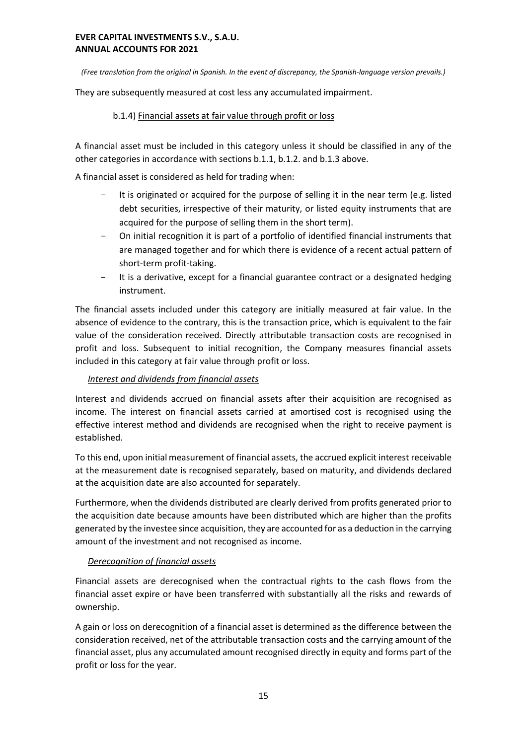They are subsequently measured at cost less any accumulated impairment.

#### b.1.4) Financial assets at fair value through profit or loss

A financial asset must be included in this category unless it should be classified in any of the other categories in accordance with sections b.1.1, b.1.2. and b.1.3 above.

A financial asset is considered as held for trading when:

- It is originated or acquired for the purpose of selling it in the near term (e.g. listed debt securities, irrespective of their maturity, or listed equity instruments that are acquired for the purpose of selling them in the short term).
- On initial recognition it is part of a portfolio of identified financial instruments that are managed together and for which there is evidence of a recent actual pattern of short-term profit-taking.
- It is a derivative, except for a financial guarantee contract or a designated hedging instrument.

The financial assets included under this category are initially measured at fair value. In the absence of evidence to the contrary, this is the transaction price, which is equivalent to the fair value of the consideration received. Directly attributable transaction costs are recognised in profit and loss. Subsequent to initial recognition, the Company measures financial assets included in this category at fair value through profit or loss.

*Interest and dividends from financial assets*

Interest and dividends accrued on financial assets after their acquisition are recognised as income. The interest on financial assets carried at amortised cost is recognised using the effective interest method and dividends are recognised when the right to receive payment is established.

To this end, upon initial measurement of financial assets, the accrued explicit interest receivable at the measurement date is recognised separately, based on maturity, and dividends declared at the acquisition date are also accounted for separately.

Furthermore, when the dividends distributed are clearly derived from profits generated prior to the acquisition date because amounts have been distributed which are higher than the profits generated by the investee since acquisition, they are accounted for as a deduction in the carrying amount of the investment and not recognised as income.

*Derecognition of financial assets*

Financial assets are derecognised when the contractual rights to the cash flows from the financial asset expire or have been transferred with substantially all the risks and rewards of ownership.

A gain or loss on derecognition of a financial asset is determined as the difference between the consideration received, net of the attributable transaction costs and the carrying amount of the financial asset, plus any accumulated amount recognised directly in equity and forms part of the profit or loss for the year.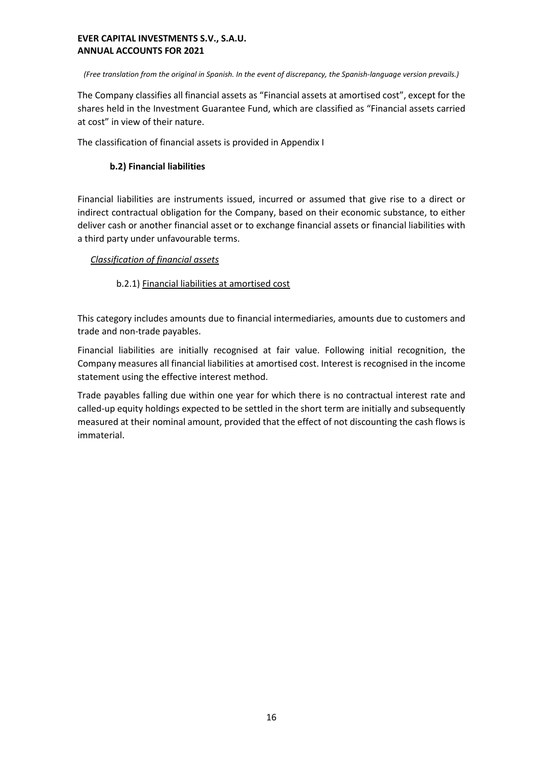*(Free translation from the original in Spanish. In the event of discrepancy, the Spanish-language version prevails.)*

The Company classifies all financial assets as "Financial assets at amortised cost", except for the shares held in the Investment Guarantee Fund, which are classified as "Financial assets carried at cost" in view of their nature.

The classification of financial assets is provided in Appendix I

### b.2) Financial liabilities

Financial liabilities are instruments issued, incurred or assumed that give rise to a direct or indirect contractual obligation for the Company, based on their economic substance, to either deliver cash or another financial asset or to exchange financial assets or financial liabilities with a third party under unfavourable terms.

*Classification of financial assets*

b.2.1) Financial liabilities at amortised cost

This category includes amounts due to financial intermediaries, amounts due to customers and trade and non-trade payables.

Financial liabilities are initially recognised at fair value. Following initial recognition, the Company measures all financial liabilities at amortised cost. Interest is recognised in the income statement using the effective interest method.

Trade payables falling due within one year for which there is no contractual interest rate and called-up equity holdings expected to be settled in the short term are initially and subsequently measured at their nominal amount, provided that the effect of not discounting the cash flows is immaterial.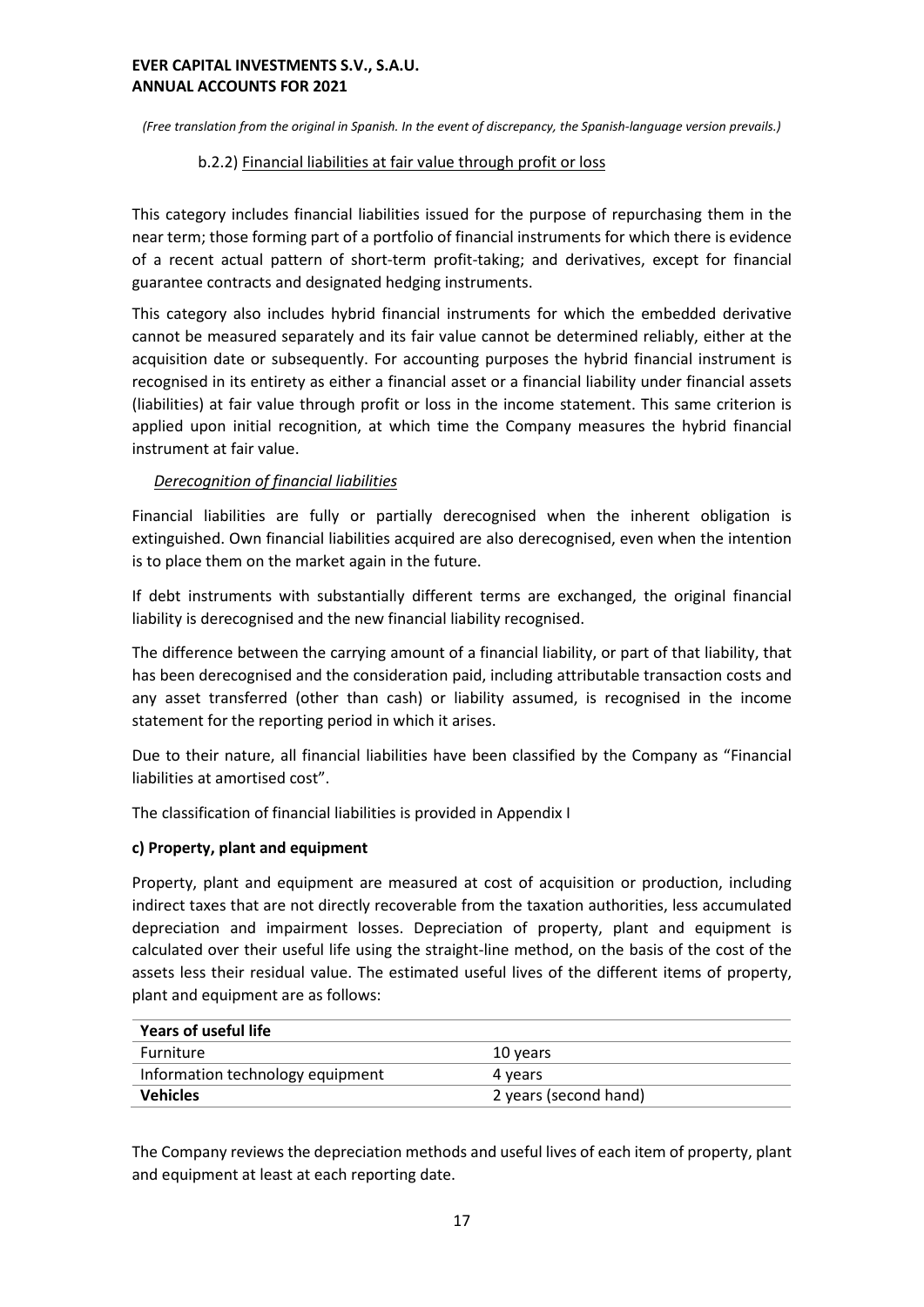*(Free translation from the original in Spanish. In the event of discrepancy, the Spanish-language version prevails.)*

b.2.2) Financial liabilities at fair value through profit or loss

This category includes financial liabilities issued for the purpose of repurchasing them in the near term; those forming part of a portfolio of financial instruments for which there is evidence of a recent actual pattern of short-term profit-taking; and derivatives, except for financial guarantee contracts and designated hedging instruments.

This category also includes hybrid financial instruments for which the embedded derivative cannot be measured separately and its fair value cannot be determined reliably, either at the acquisition date or subsequently. For accounting purposes the hybrid financial instrument is recognised in its entirety as either a financial asset or a financial liability under financial assets (liabilities) at fair value through profit or loss in the income statement. This same criterion is applied upon initial recognition, at which time the Company measures the hybrid financial instrument at fair value.

*Derecognition of financial liabilities*

Financial liabilities are fully or partially derecognised when the inherent obligation is extinguished. Own financial liabilities acquired are also derecognised, even when the intention is to place them on the market again in the future.

If debt instruments with substantially different terms are exchanged, the original financial liability is derecognised and the new financial liability recognised.

The difference between the carrying amount of a financial liability, or part of that liability, that has been derecognised and the consideration paid, including attributable transaction costs and any asset transferred (other than cash) or liability assumed, is recognised in the income statement for the reporting period in which it arises.

Due to their nature, all financial liabilities have been classified by the Company as "Financial liabilities at amortised cost".

The classification of financial liabilities is provided in Appendix I

**c) Property, plant and equipment**

Property, plant and equipment are measured at cost of acquisition or production, including indirect taxes that are not directly recoverable from the taxation authorities, less accumulated depreciation and impairment losses. Depreciation of property, plant and equipment is calculated over their useful life using the straight-line method, on the basis of the cost of the assets less their residual value. The estimated useful lives of the different items of property, plant and equipment are as follows:

| **Years of useful life** | |
|---|---|
| Furniture | 10 years |
| Information technology equipment | 4 years |
| **Vehicles** | 2 years (second hand) |

The Company reviews the depreciation methods and useful lives of each item of property, plant and equipment at least at each reporting date.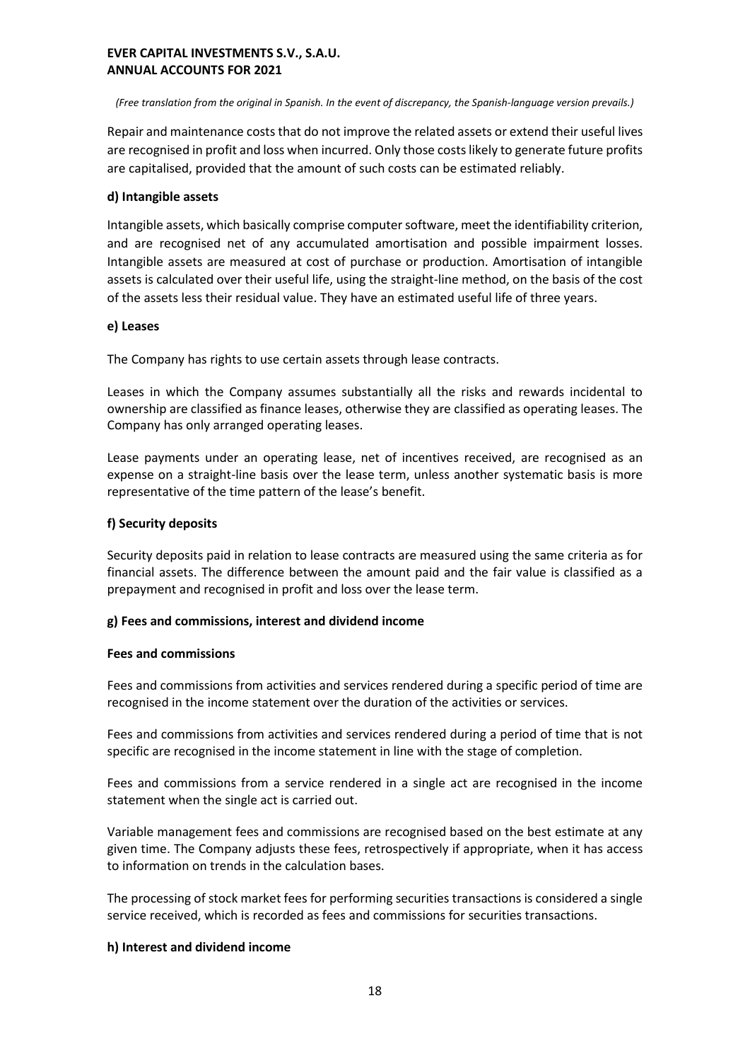*(Free translation from the original in Spanish. In the event of discrepancy, the Spanish-language version prevails.)*

Repair and maintenance costs that do not improve the related assets or extend their useful lives are recognised in profit and loss when incurred. Only those costs likely to generate future profits are capitalised, provided that the amount of such costs can be estimated reliably.

**d) Intangible assets**

Intangible assets, which basically comprise computer software, meet the identifiability criterion, and are recognised net of any accumulated amortisation and possible impairment losses. Intangible assets are measured at cost of purchase or production. Amortisation of intangible assets is calculated over their useful life, using the straight-line method, on the basis of the cost of the assets less their residual value. They have an estimated useful life of three years.

**e) Leases**

The Company has rights to use certain assets through lease contracts.

Leases in which the Company assumes substantially all the risks and rewards incidental to ownership are classified as finance leases, otherwise they are classified as operating leases. The Company has only arranged operating leases.

Lease payments under an operating lease, net of incentives received, are recognised as an expense on a straight-line basis over the lease term, unless another systematic basis is more representative of the time pattern of the lease's benefit.

**f) Security deposits**

Security deposits paid in relation to lease contracts are measured using the same criteria as for financial assets. The difference between the amount paid and the fair value is classified as a prepayment and recognised in profit and loss over the lease term.

**g) Fees and commissions, interest and dividend income**

**Fees and commissions**

Fees and commissions from activities and services rendered during a specific period of time are recognised in the income statement over the duration of the activities or services.

Fees and commissions from activities and services rendered during a period of time that is not specific are recognised in the income statement in line with the stage of completion.

Fees and commissions from a service rendered in a single act are recognised in the income statement when the single act is carried out.

Variable management fees and commissions are recognised based on the best estimate at any given time. The Company adjusts these fees, retrospectively if appropriate, when it has access to information on trends in the calculation bases.

The processing of stock market fees for performing securities transactions is considered a single service received, which is recorded as fees and commissions for securities transactions.

**h) Interest and dividend income**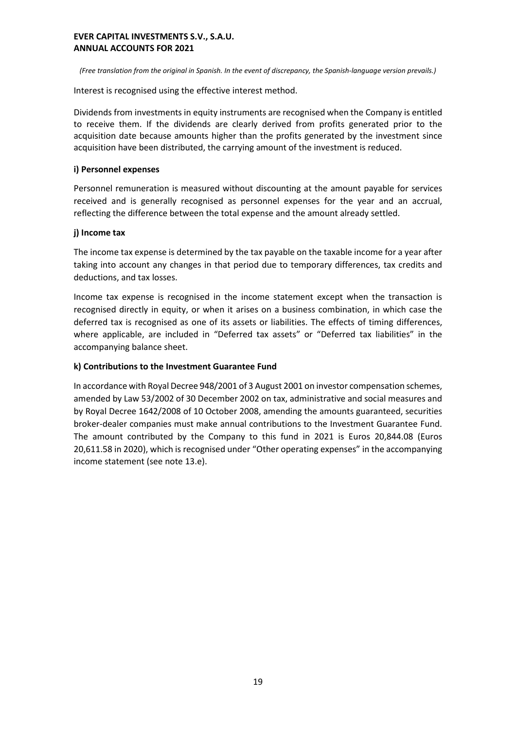*(Free translation from the original in Spanish. In the event of discrepancy, the Spanish-language version prevails.)*

Interest is recognised using the effective interest method.

Dividends from investments in equity instruments are recognised when the Company is entitled to receive them. If the dividends are clearly derived from profits generated prior to the acquisition date because amounts higher than the profits generated by the investment since acquisition have been distributed, the carrying amount of the investment is reduced.

**i) Personnel expenses**

Personnel remuneration is measured without discounting at the amount payable for services received and is generally recognised as personnel expenses for the year and an accrual, reflecting the difference between the total expense and the amount already settled.

**j) Income tax**

The income tax expense is determined by the tax payable on the taxable income for a year after taking into account any changes in that period due to temporary differences, tax credits and deductions, and tax losses.

Income tax expense is recognised in the income statement except when the transaction is recognised directly in equity, or when it arises on a business combination, in which case the deferred tax is recognised as one of its assets or liabilities. The effects of timing differences, where applicable, are included in "Deferred tax assets" or "Deferred tax liabilities" in the accompanying balance sheet.

**k) Contributions to the Investment Guarantee Fund**

In accordance with Royal Decree 948/2001 of 3 August 2001 on investor compensation schemes, amended by Law 53/2002 of 30 December 2002 on tax, administrative and social measures and by Royal Decree 1642/2008 of 10 October 2008, amending the amounts guaranteed, securities broker-dealer companies must make annual contributions to the Investment Guarantee Fund. The amount contributed by the Company to this fund in 2021 is Euros 20,844.08 (Euros 20,611.58 in 2020), which is recognised under "Other operating expenses" in the accompanying income statement (see note 13.e).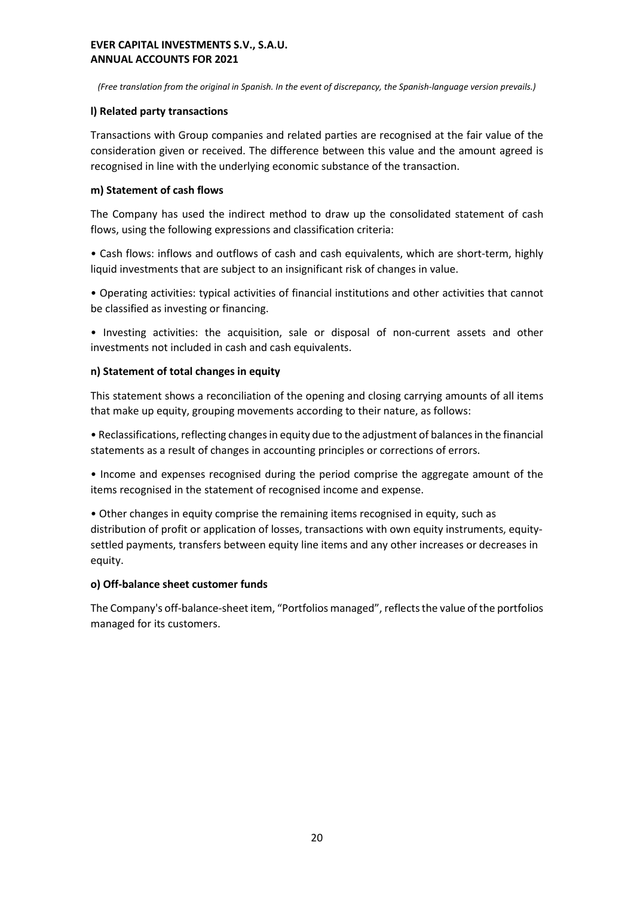*(Free translation from the original in Spanish. In the event of discrepancy, the Spanish-language version prevails.)*

**l) Related party transactions**

Transactions with Group companies and related parties are recognised at the fair value of the consideration given or received. The difference between this value and the amount agreed is recognised in line with the underlying economic substance of the transaction.

**m) Statement of cash flows**

The Company has used the indirect method to draw up the consolidated statement of cash flows, using the following expressions and classification criteria:

• Cash flows: inflows and outflows of cash and cash equivalents, which are short-term, highly liquid investments that are subject to an insignificant risk of changes in value.

• Operating activities: typical activities of financial institutions and other activities that cannot be classified as investing or financing.

• Investing activities: the acquisition, sale or disposal of non-current assets and other investments not included in cash and cash equivalents.

**n) Statement of total changes in equity**

This statement shows a reconciliation of the opening and closing carrying amounts of all items that make up equity, grouping movements according to their nature, as follows:

• Reclassifications, reflecting changes in equity due to the adjustment of balances in the financial statements as a result of changes in accounting principles or corrections of errors.

• Income and expenses recognised during the period comprise the aggregate amount of the items recognised in the statement of recognised income and expense.

• Other changes in equity comprise the remaining items recognised in equity, such as distribution of profit or application of losses, transactions with own equity instruments, equity-settled payments, transfers between equity line items and any other increases or decreases in equity.

**o) Off-balance sheet customer funds**

The Company's off-balance-sheet item, "Portfolios managed", reflects the value of the portfolios managed for its customers.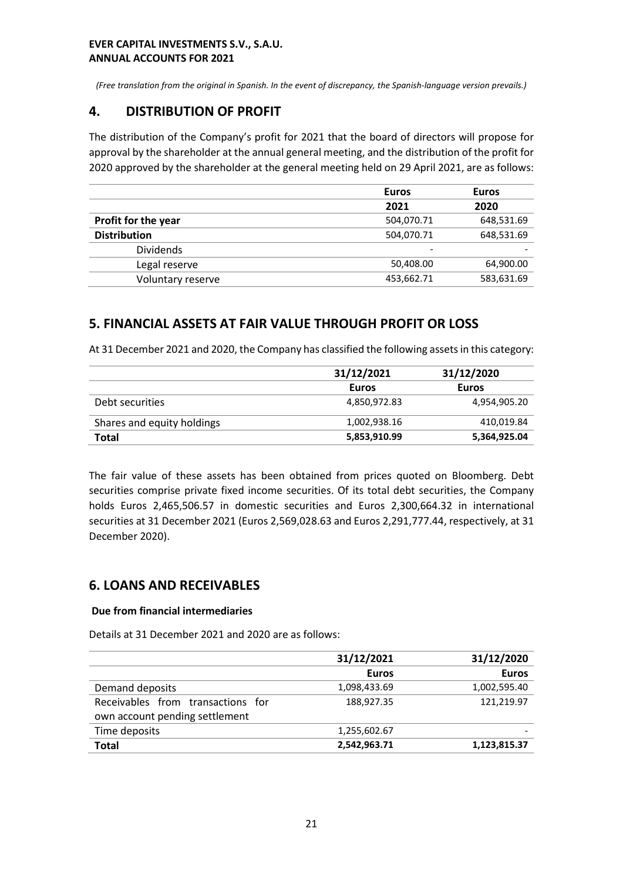*(Free translation from the original in Spanish. In the event of discrepancy, the Spanish-language version prevails.)*

## 4. DISTRIBUTION OF PROFIT

The distribution of the Company's profit for 2021 that the board of directors will propose for approval by the shareholder at the annual general meeting, and the distribution of the profit for 2020 approved by the shareholder at the general meeting held on 29 April 2021, are as follows:

| | Euros | Euros |
|---|---|---|
| | 2021 | 2020 |
| **Profit for the year** | 504,070.71 | 648,531.69 |
| **Distribution** | 504,070.71 | 648,531.69 |
| Dividends | - | - |
| Legal reserve | 50,408.00 | 64,900.00 |
| Voluntary reserve | 453,662.71 | 583,631.69 |

## 5. FINANCIAL ASSETS AT FAIR VALUE THROUGH PROFIT OR LOSS

At 31 December 2021 and 2020, the Company has classified the following assets in this category:

| | 31/12/2021 | 31/12/2020 |
|---|---|---|
| | Euros | Euros |
| Debt securities | 4,850,972.83 | 4,954,905.20 |
| Shares and equity holdings | 1,002,938.16 | 410,019.84 |
| **Total** | **5,853,910.99** | **5,364,925.04** |

The fair value of these assets has been obtained from prices quoted on Bloomberg. Debt securities comprise private fixed income securities. Of its total debt securities, the Company holds Euros 2,465,506.57 in domestic securities and Euros 2,300,664.32 in international securities at 31 December 2021 (Euros 2,569,028.63 and Euros 2,291,777.44, respectively, at 31 December 2020).

## 6. LOANS AND RECEIVABLES

**Due from financial intermediaries**

Details at 31 December 2021 and 2020 are as follows:

| | 31/12/2021 | 31/12/2020 |
|---|---|---|
| | Euros | Euros |
| Demand deposits | 1,098,433.69 | 1,002,595.40 |
| Receivables from transactions for own account pending settlement | 188,927.35 | 121,219.97 |
| Time deposits | 1,255,602.67 | - |
| **Total** | **2,542,963.71** | **1,123,815.37** |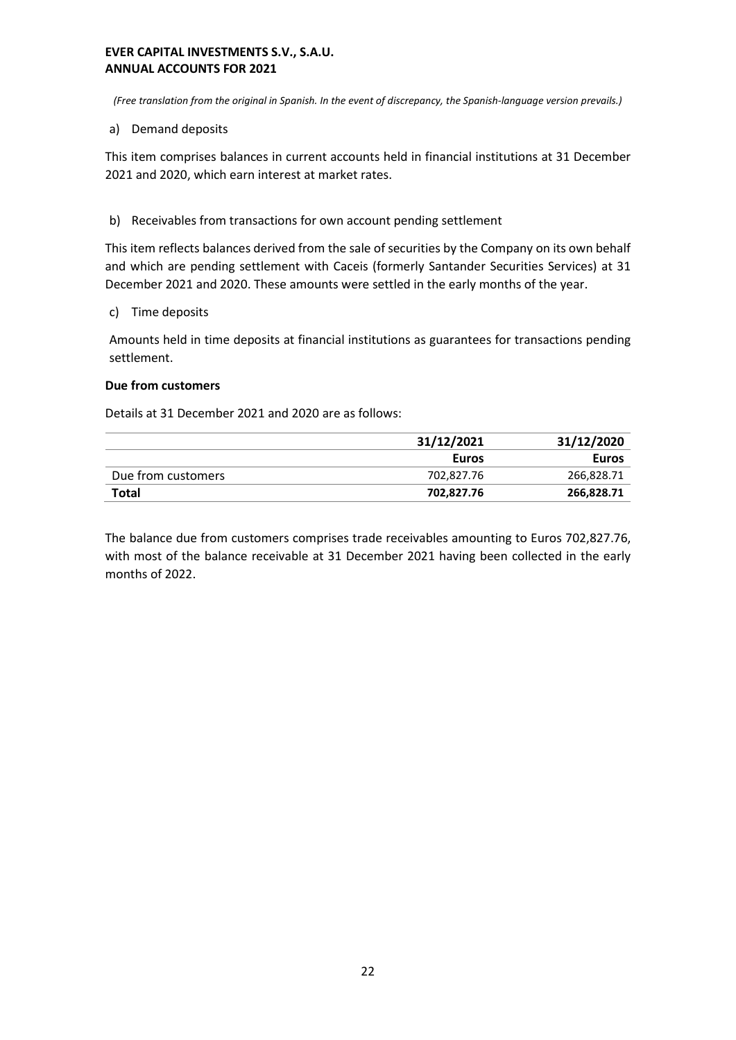*(Free translation from the original in Spanish. In the event of discrepancy, the Spanish-language version prevails.)*

a) Demand deposits

This item comprises balances in current accounts held in financial institutions at 31 December 2021 and 2020, which earn interest at market rates.

b) Receivables from transactions for own account pending settlement

This item reflects balances derived from the sale of securities by the Company on its own behalf and which are pending settlement with Caceis (formerly Santander Securities Services) at 31 December 2021 and 2020. These amounts were settled in the early months of the year.

c) Time deposits

Amounts held in time deposits at financial institutions as guarantees for transactions pending settlement.

**Due from customers**

Details at 31 December 2021 and 2020 are as follows:

| | 31/12/2021 | 31/12/2020 |
|---|---|---|
| | **Euros** | **Euros** |
| Due from customers | 702,827.76 | 266,828.71 |
| **Total** | **702,827.76** | **266,828.71** |

The balance due from customers comprises trade receivables amounting to Euros 702,827.76, with most of the balance receivable at 31 December 2021 having been collected in the early months of 2022.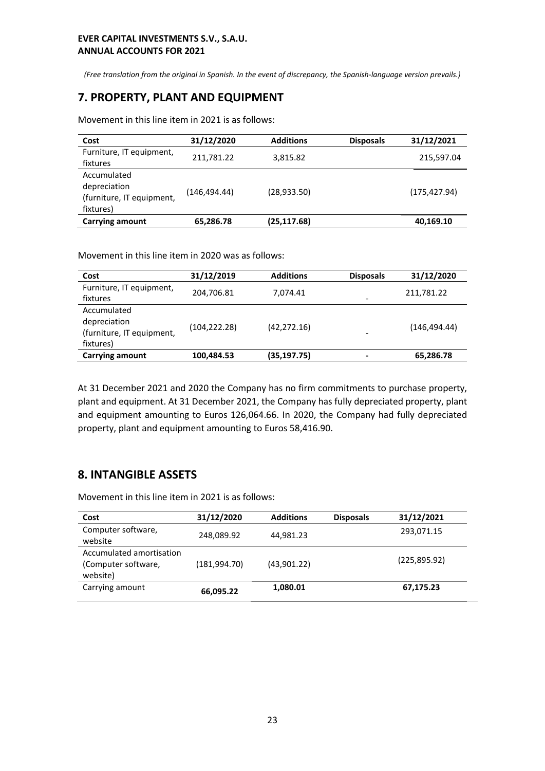*(Free translation from the original in Spanish. In the event of discrepancy, the Spanish-language version prevails.)*

## 7. PROPERTY, PLANT AND EQUIPMENT

Movement in this line item in 2021 is as follows:

| Cost | 31/12/2020 | Additions | Disposals | 31/12/2021 |
|---|---|---|---|---|
| Furniture, IT equipment, fixtures | 211,781.22 | 3,815.82 | | 215,597.04 |
| Accumulated depreciation (furniture, IT equipment, fixtures) | (146,494.44) | (28,933.50) | | (175,427.94) |
| **Carrying amount** | **65,286.78** | **(25,117.68)** | | **40,169.10** |

Movement in this line item in 2020 was as follows:

| Cost | 31/12/2019 | Additions | Disposals | 31/12/2020 |
|---|---|---|---|---|
| Furniture, IT equipment, fixtures | 204,706.81 | 7,074.41 | - | 211,781.22 |
| Accumulated depreciation (furniture, IT equipment, fixtures) | (104,222.28) | (42,272.16) | - | (146,494.44) |
| **Carrying amount** | **100,484.53** | **(35,197.75)** | **-** | **65,286.78** |

At 31 December 2021 and 2020 the Company has no firm commitments to purchase property, plant and equipment. At 31 December 2021, the Company has fully depreciated property, plant and equipment amounting to Euros 126,064.66. In 2020, the Company had fully depreciated property, plant and equipment amounting to Euros 58,416.90.

## 8. INTANGIBLE ASSETS

Movement in this line item in 2021 is as follows:

| Cost | 31/12/2020 | Additions | Disposals | 31/12/2021 |
|---|---|---|---|---|
| Computer software, website | 248,089.92 | 44,981.23 | | 293,071.15 |
| Accumulated amortisation (Computer software, website) | (181,994.70) | (43,901.22) | | (225,895.92) |
| Carrying amount | **66,095.22** | **1,080.01** | | **67,175.23** |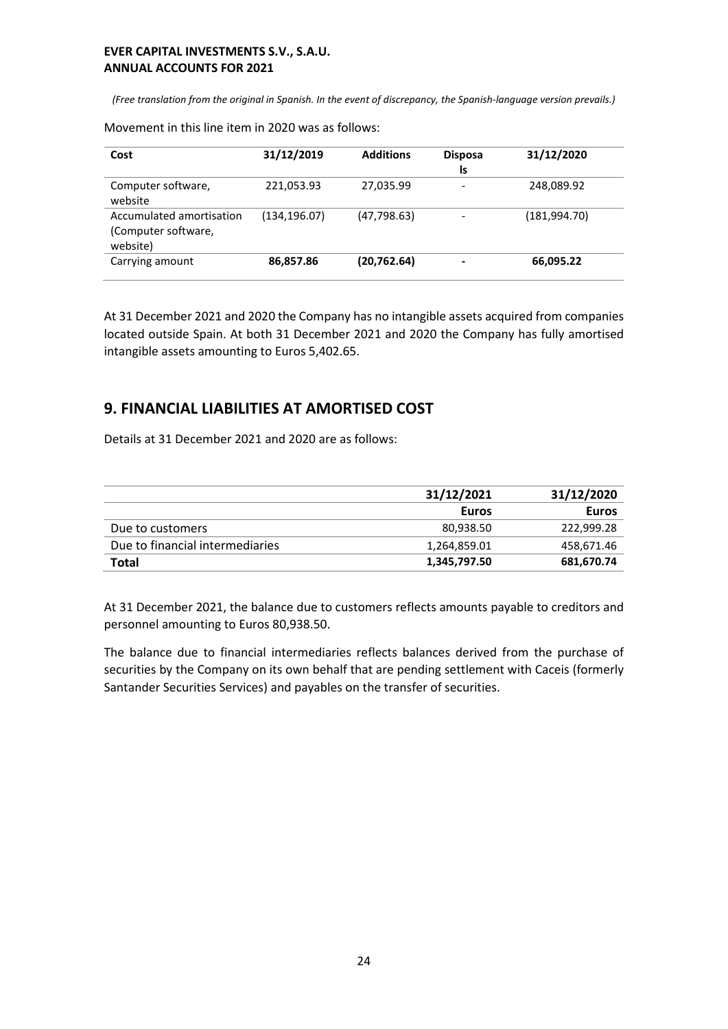*(Free translation from the original in Spanish. In the event of discrepancy, the Spanish-language version prevails.)*

Movement in this line item in 2020 was as follows:

| Cost | 31/12/2019 | Additions | Disposals | 31/12/2020 |
|---|---|---|---|---|
| Computer software, website | 221,053.93 | 27,035.99 | - | 248,089.92 |
| Accumulated amortisation (Computer software, website) | (134,196.07) | (47,798.63) | - | (181,994.70) |
| Carrying amount | **86,857.86** | **(20,762.64)** | **-** | **66,095.22** |

At 31 December 2021 and 2020 the Company has no intangible assets acquired from companies located outside Spain. At both 31 December 2021 and 2020 the Company has fully amortised intangible assets amounting to Euros 5,402.65.

## 9. FINANCIAL LIABILITIES AT AMORTISED COST

Details at 31 December 2021 and 2020 are as follows:

| | 31/12/2021 | 31/12/2020 |
|---|---|---|
| | **Euros** | **Euros** |
| Due to customers | 80,938.50 | 222,999.28 |
| Due to financial intermediaries | 1,264,859.01 | 458,671.46 |
| **Total** | **1,345,797.50** | **681,670.74** |

At 31 December 2021, the balance due to customers reflects amounts payable to creditors and personnel amounting to Euros 80,938.50.

The balance due to financial intermediaries reflects balances derived from the purchase of securities by the Company on its own behalf that are pending settlement with Caceis (formerly Santander Securities Services) and payables on the transfer of securities.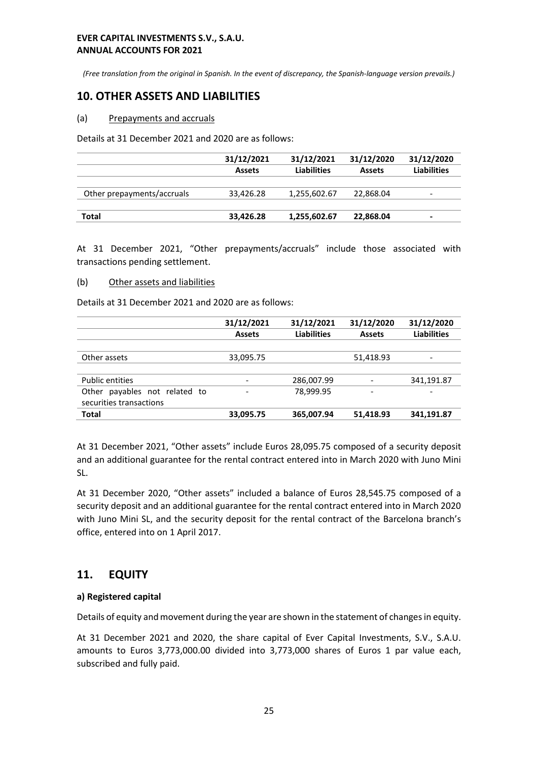*(Free translation from the original in Spanish. In the event of discrepancy, the Spanish-language version prevails.)*

## 10. OTHER ASSETS AND LIABILITIES

### (a) Prepayments and accruals

Details at 31 December 2021 and 2020 are as follows:

| | 31/12/2021 Assets | 31/12/2021 Liabilities | 31/12/2020 Assets | 31/12/2020 Liabilities |
|---|---|---|---|---|
| Other prepayments/accruals | 33,426.28 | 1,255,602.67 | 22,868.04 | - |
| **Total** | **33,426.28** | **1,255,602.67** | **22,868.04** | **-** |

At 31 December 2021, "Other prepayments/accruals" include those associated with transactions pending settlement.

### (b) Other assets and liabilities

Details at 31 December 2021 and 2020 are as follows:

| | 31/12/2021 Assets | 31/12/2021 Liabilities | 31/12/2020 Assets | 31/12/2020 Liabilities |
|---|---|---|---|---|
| Other assets | 33,095.75 | | 51,418.93 | - |
| Public entities | - | 286,007.99 | - | 341,191.87 |
| Other payables not related to securities transactions | - | 78,999.95 | - | - |
| **Total** | **33,095.75** | **365,007.94** | **51,418.93** | **341,191.87** |

At 31 December 2021, "Other assets" include Euros 28,095.75 composed of a security deposit and an additional guarantee for the rental contract entered into in March 2020 with Juno Mini SL.

At 31 December 2020, "Other assets" included a balance of Euros 28,545.75 composed of a security deposit and an additional guarantee for the rental contract entered into in March 2020 with Juno Mini SL, and the security deposit for the rental contract of the Barcelona branch's office, entered into on 1 April 2017.

## 11. EQUITY

**a) Registered capital**

Details of equity and movement during the year are shown in the statement of changes in equity.

At 31 December 2021 and 2020, the share capital of Ever Capital Investments, S.V., S.A.U. amounts to Euros 3,773,000.00 divided into 3,773,000 shares of Euros 1 par value each, subscribed and fully paid.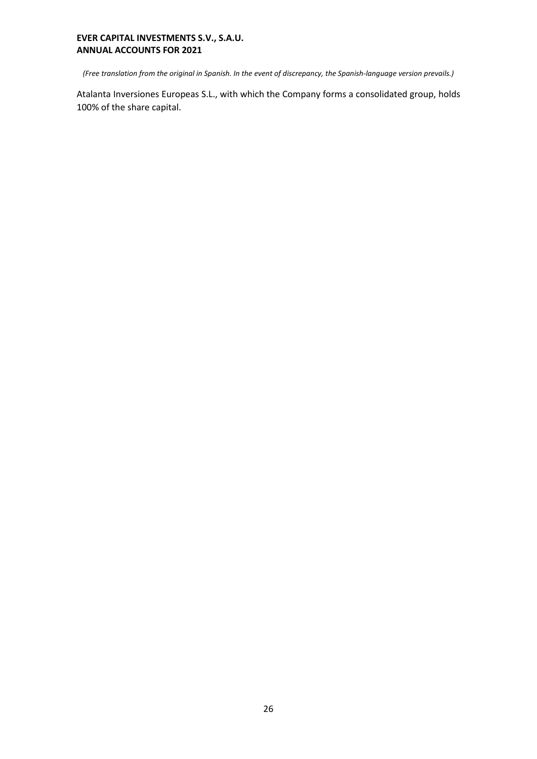Atalanta Inversiones Europeas S.L., with which the Company forms a consolidated group, holds 100% of the share capital.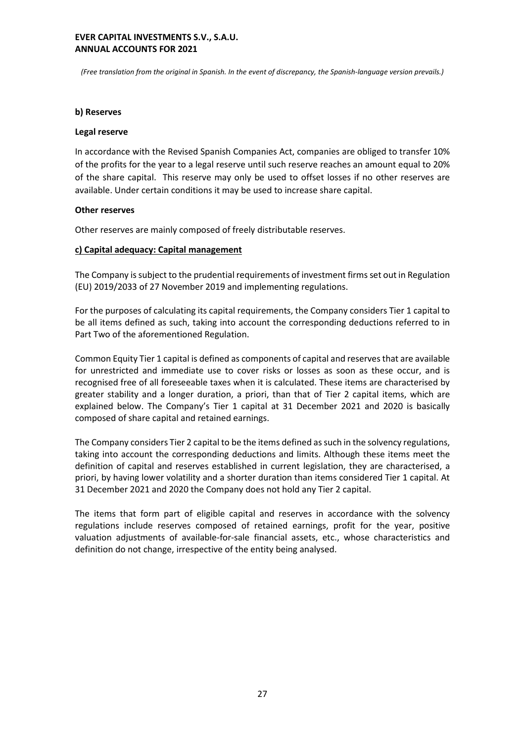**b) Reserves**

**Legal reserve**

In accordance with the Revised Spanish Companies Act, companies are obliged to transfer 10% of the profits for the year to a legal reserve until such reserve reaches an amount equal to 20% of the share capital. This reserve may only be used to offset losses if no other reserves are available. Under certain conditions it may be used to increase share capital.

**Other reserves**

Other reserves are mainly composed of freely distributable reserves.

**c) Capital adequacy: Capital management**

The Company is subject to the prudential requirements of investment firms set out in Regulation (EU) 2019/2033 of 27 November 2019 and implementing regulations.

For the purposes of calculating its capital requirements, the Company considers Tier 1 capital to be all items defined as such, taking into account the corresponding deductions referred to in Part Two of the aforementioned Regulation.

Common Equity Tier 1 capital is defined as components of capital and reserves that are available for unrestricted and immediate use to cover risks or losses as soon as these occur, and is recognised free of all foreseeable taxes when it is calculated. These items are characterised by greater stability and a longer duration, a priori, than that of Tier 2 capital items, which are explained below. The Company's Tier 1 capital at 31 December 2021 and 2020 is basically composed of share capital and retained earnings.

The Company considers Tier 2 capital to be the items defined as such in the solvency regulations, taking into account the corresponding deductions and limits. Although these items meet the definition of capital and reserves established in current legislation, they are characterised, a priori, by having lower volatility and a shorter duration than items considered Tier 1 capital. At 31 December 2021 and 2020 the Company does not hold any Tier 2 capital.

The items that form part of eligible capital and reserves in accordance with the solvency regulations include reserves composed of retained earnings, profit for the year, positive valuation adjustments of available-for-sale financial assets, etc., whose characteristics and definition do not change, irrespective of the entity being analysed.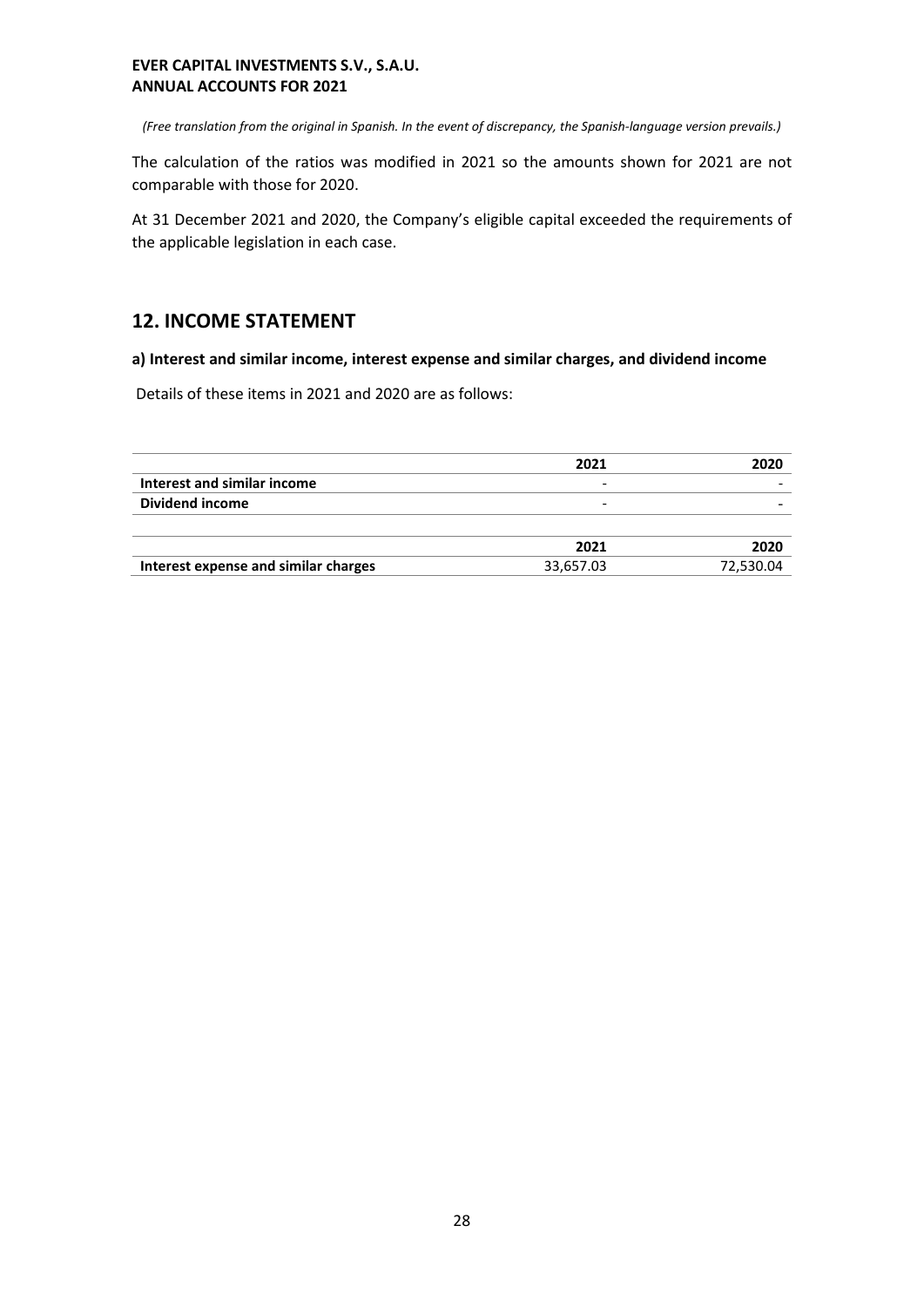*(Free translation from the original in Spanish. In the event of discrepancy, the Spanish-language version prevails.)*

The calculation of the ratios was modified in 2021 so the amounts shown for 2021 are not comparable with those for 2020.

At 31 December 2021 and 2020, the Company's eligible capital exceeded the requirements of the applicable legislation in each case.

## 12. INCOME STATEMENT

**a) Interest and similar income, interest expense and similar charges, and dividend income**

Details of these items in 2021 and 2020 are as follows:

| | 2021 | 2020 |
|---|---|---|
| **Interest and similar income** | - | - |
| **Dividend income** | - | - |

| | 2021 | 2020 |
|---|---|---|
| **Interest expense and similar charges** | 33,657.03 | 72,530.04 |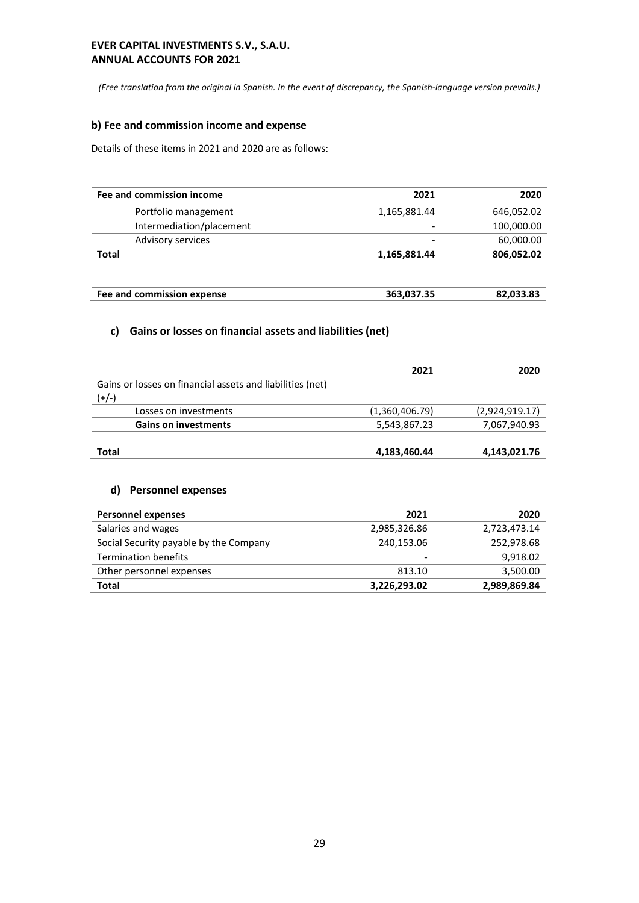*(Free translation from the original in Spanish. In the event of discrepancy, the Spanish-language version prevails.)*

### b) Fee and commission income and expense

Details of these items in 2021 and 2020 are as follows:

| Fee and commission income | 2021 | 2020 |
|---|---|---|
| Portfolio management | 1,165,881.44 | 646,052.02 |
| Intermediation/placement | - | 100,000.00 |
| Advisory services | - | 60,000.00 |
| **Total** | **1,165,881.44** | **806,052.02** |

| Fee and commission expense | 363,037.35 | 82,033.83 |
|---|---|---|

### c) Gains or losses on financial assets and liabilities (net)

| | 2021 | 2020 |
|---|---|---|
| Gains or losses on financial assets and liabilities (net) (+/-) | | |
| Losses on investments | (1,360,406.79) | (2,924,919.17) |
| **Gains on investments** | 5,543,867.23 | 7,067,940.93 |
| **Total** | **4,183,460.44** | **4,143,021.76** |

### d) Personnel expenses

| Personnel expenses | 2021 | 2020 |
|---|---|---|
| Salaries and wages | 2,985,326.86 | 2,723,473.14 |
| Social Security payable by the Company | 240,153.06 | 252,978.68 |
| Termination benefits | - | 9,918.02 |
| Other personnel expenses | 813.10 | 3,500.00 |
| **Total** | **3,226,293.02** | **2,989,869.84** |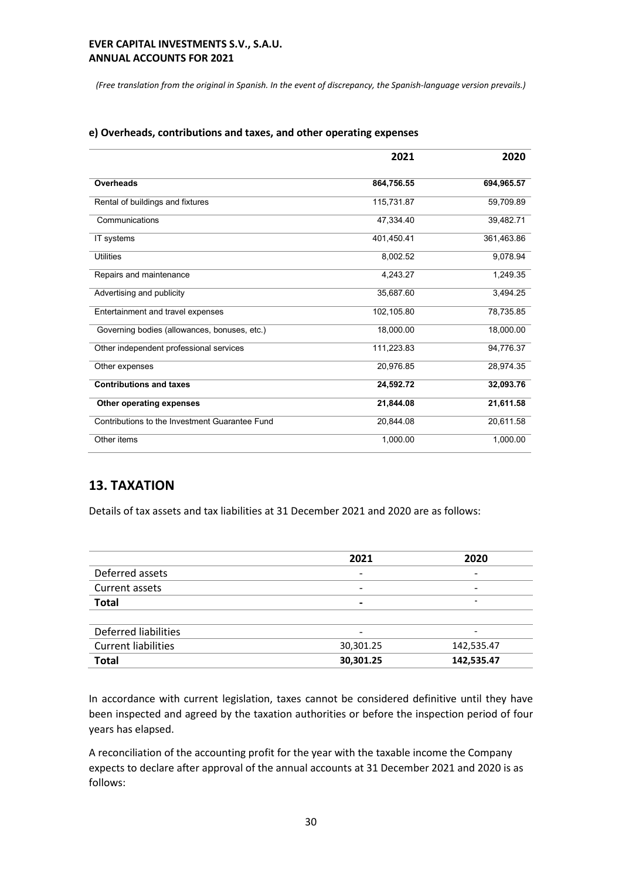*(Free translation from the original in Spanish. In the event of discrepancy, the Spanish-language version prevails.)*

### e) Overheads, contributions and taxes, and other operating expenses

| | 2021 | 2020 |
|---|---|---|
| **Overheads** | **864,756.55** | **694,965.57** |
| Rental of buildings and fixtures | 115,731.87 | 59,709.89 |
| Communications | 47,334.40 | 39,482.71 |
| IT systems | 401,450.41 | 361,463.86 |
| Utilities | 8,002.52 | 9,078.94 |
| Repairs and maintenance | 4,243.27 | 1,249.35 |
| Advertising and publicity | 35,687.60 | 3,494.25 |
| Entertainment and travel expenses | 102,105.80 | 78,735.85 |
| Governing bodies (allowances, bonuses, etc.) | 18,000.00 | 18,000.00 |
| Other independent professional services | 111,223.83 | 94,776.37 |
| Other expenses | 20,976.85 | 28,974.35 |
| **Contributions and taxes** | **24,592.72** | **32,093.76** |
| **Other operating expenses** | **21,844.08** | **21,611.58** |
| Contributions to the Investment Guarantee Fund | 20,844.08 | 20,611.58 |
| Other items | 1,000.00 | 1,000.00 |

## 13. TAXATION

Details of tax assets and tax liabilities at 31 December 2021 and 2020 are as follows:

| | 2021 | 2020 |
|---|---|---|
| Deferred assets | - | - |
| Current assets | - | - |
| **Total** | **-** | - |
| | | |
| Deferred liabilities | - | - |
| Current liabilities | 30,301.25 | 142,535.47 |
| **Total** | **30,301.25** | **142,535.47** |

In accordance with current legislation, taxes cannot be considered definitive until they have been inspected and agreed by the taxation authorities or before the inspection period of four years has elapsed.

A reconciliation of the accounting profit for the year with the taxable income the Company expects to declare after approval of the annual accounts at 31 December 2021 and 2020 is as follows: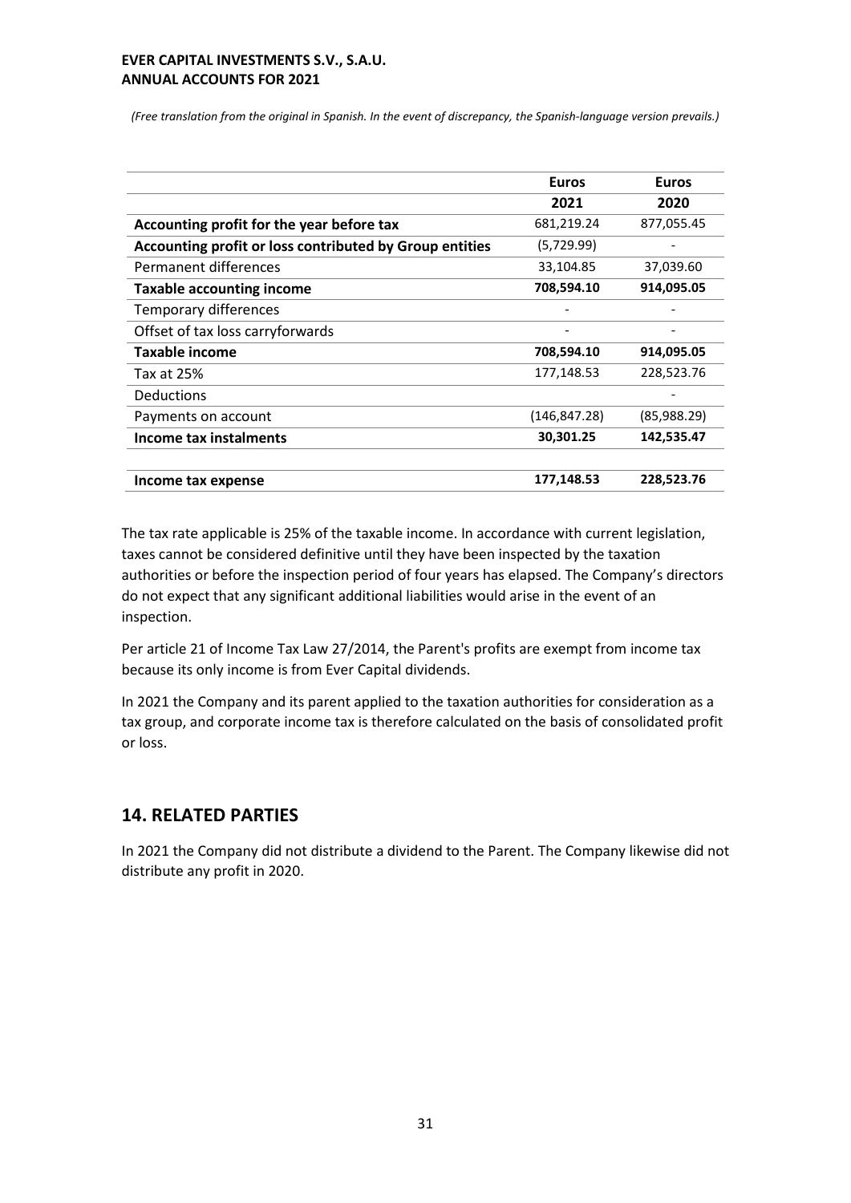*(Free translation from the original in Spanish. In the event of discrepancy, the Spanish-language version prevails.)*

| | Euros | Euros |
|---|---|---|
| | **2021** | **2020** |
| **Accounting profit for the year before tax** | 681,219.24 | 877,055.45 |
| **Accounting profit or loss contributed by Group entities** | (5,729.99) | - |
| Permanent differences | 33,104.85 | 37,039.60 |
| **Taxable accounting income** | **708,594.10** | **914,095.05** |
| Temporary differences | - | - |
| Offset of tax loss carryforwards | - | - |
| **Taxable income** | **708,594.10** | **914,095.05** |
| Tax at 25% | 177,148.53 | 228,523.76 |
| Deductions | | - |
| Payments on account | (146,847.28) | (85,988.29) |
| **Income tax instalments** | **30,301.25** | **142,535.47** |
| | | |
| **Income tax expense** | **177,148.53** | **228,523.76** |

The tax rate applicable is 25% of the taxable income. In accordance with current legislation, taxes cannot be considered definitive until they have been inspected by the taxation authorities or before the inspection period of four years has elapsed. The Company's directors do not expect that any significant additional liabilities would arise in the event of an inspection.

Per article 21 of Income Tax Law 27/2014, the Parent's profits are exempt from income tax because its only income is from Ever Capital dividends.

In 2021 the Company and its parent applied to the taxation authorities for consideration as a tax group, and corporate income tax is therefore calculated on the basis of consolidated profit or loss.

## 14. RELATED PARTIES

In 2021 the Company did not distribute a dividend to the Parent. The Company likewise did not distribute any profit in 2020.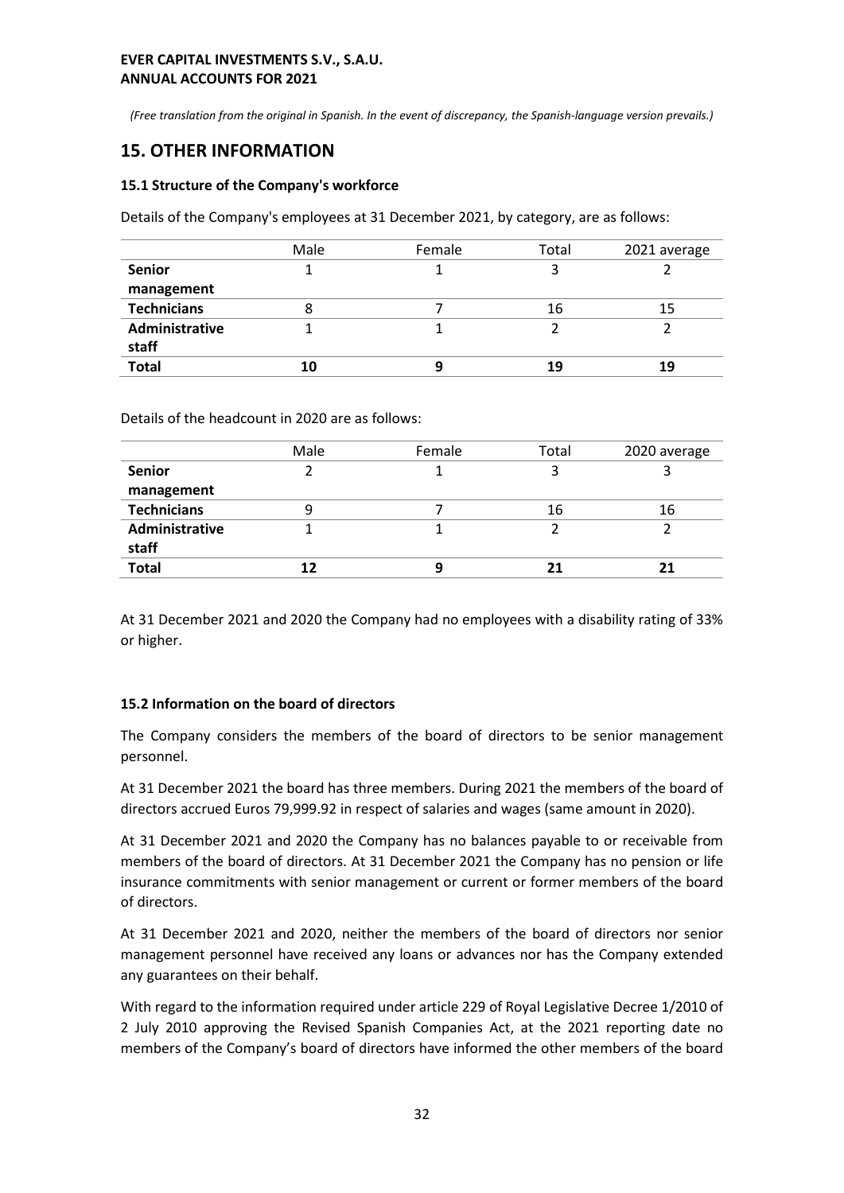*(Free translation from the original in Spanish. In the event of discrepancy, the Spanish-language version prevails.)*

## 15. OTHER INFORMATION

### 15.1 Structure of the Company's workforce

Details of the Company's employees at 31 December 2021, by category, are as follows:

| | Male | Female | Total | 2021 average |
|---|---|---|---|---|
| **Senior management** | 1 | 1 | 3 | 2 |
| **Technicians** | 8 | 7 | 16 | 15 |
| **Administrative staff** | 1 | 1 | 2 | 2 |
| **Total** | **10** | **9** | **19** | **19** |

Details of the headcount in 2020 are as follows:

| | Male | Female | Total | 2020 average |
|---|---|---|---|---|
| **Senior management** | 2 | 1 | 3 | 3 |
| **Technicians** | 9 | 7 | 16 | 16 |
| **Administrative staff** | 1 | 1 | 2 | 2 |
| **Total** | **12** | **9** | **21** | **21** |

At 31 December 2021 and 2020 the Company had no employees with a disability rating of 33% or higher.

### 15.2 Information on the board of directors

The Company considers the members of the board of directors to be senior management personnel.

At 31 December 2021 the board has three members. During 2021 the members of the board of directors accrued Euros 79,999.92 in respect of salaries and wages (same amount in 2020).

At 31 December 2021 and 2020 the Company has no balances payable to or receivable from members of the board of directors. At 31 December 2021 the Company has no pension or life insurance commitments with senior management or current or former members of the board of directors.

At 31 December 2021 and 2020, neither the members of the board of directors nor senior management personnel have received any loans or advances nor has the Company extended any guarantees on their behalf.

With regard to the information required under article 229 of Royal Legislative Decree 1/2010 of 2 July 2010 approving the Revised Spanish Companies Act, at the 2021 reporting date no members of the Company's board of directors have informed the other members of the board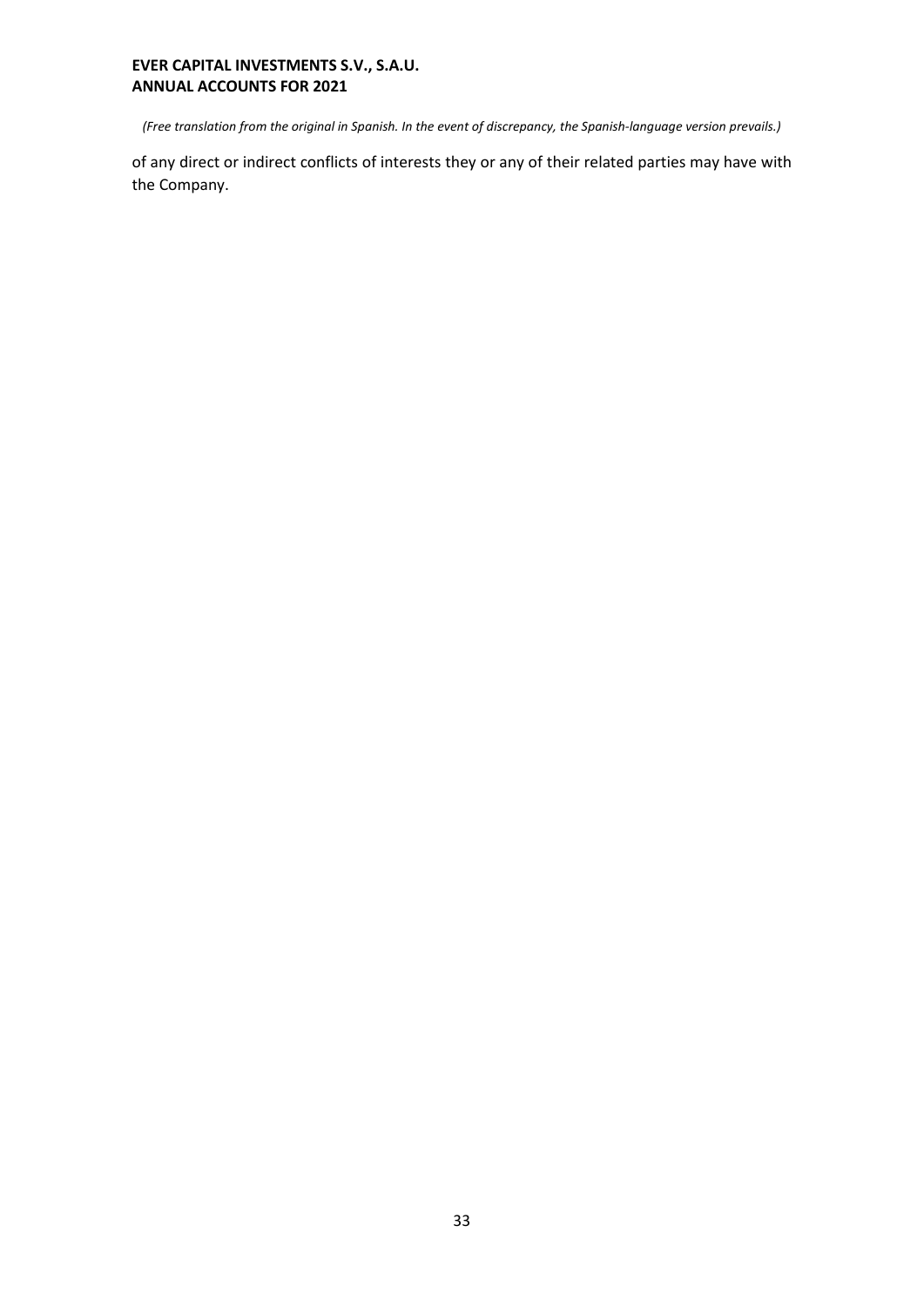of any direct or indirect conflicts of interests they or any of their related parties may have with the Company.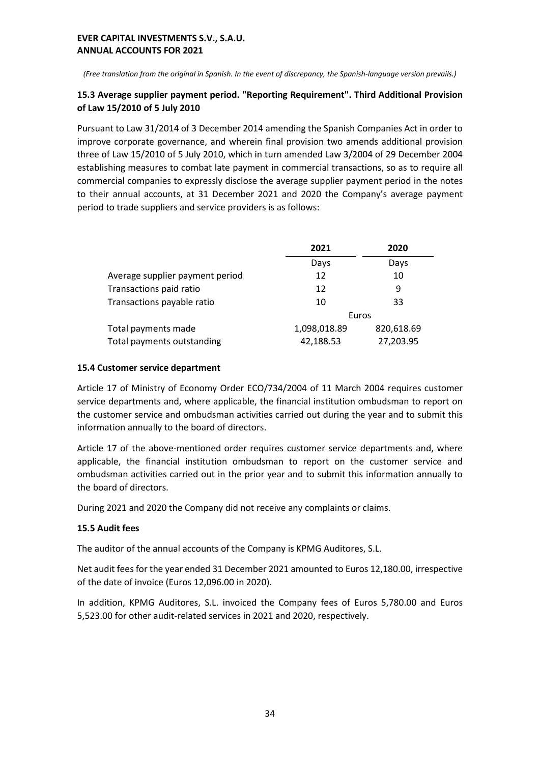*(Free translation from the original in Spanish. In the event of discrepancy, the Spanish-language version prevails.)*

### 15.3 Average supplier payment period. "Reporting Requirement". Third Additional Provision of Law 15/2010 of 5 July 2010

Pursuant to Law 31/2014 of 3 December 2014 amending the Spanish Companies Act in order to improve corporate governance, and wherein final provision two amends additional provision three of Law 15/2010 of 5 July 2010, which in turn amended Law 3/2004 of 29 December 2004 establishing measures to combat late payment in commercial transactions, so as to require all commercial companies to expressly disclose the average supplier payment period in the notes to their annual accounts, at 31 December 2021 and 2020 the Company's average payment period to trade suppliers and service providers is as follows:

| | 2021 | 2020 |
|---|---|---|
| | Days | Days |
| Average supplier payment period | 12 | 10 |
| Transactions paid ratio | 12 | 9 |
| Transactions payable ratio | 10 | 33 |
| | Euros | |
| Total payments made | 1,098,018.89 | 820,618.69 |
| Total payments outstanding | 42,188.53 | 27,203.95 |

### 15.4 Customer service department

Article 17 of Ministry of Economy Order ECO/734/2004 of 11 March 2004 requires customer service departments and, where applicable, the financial institution ombudsman to report on the customer service and ombudsman activities carried out during the year and to submit this information annually to the board of directors.

Article 17 of the above-mentioned order requires customer service departments and, where applicable, the financial institution ombudsman to report on the customer service and ombudsman activities carried out in the prior year and to submit this information annually to the board of directors.

During 2021 and 2020 the Company did not receive any complaints or claims.

### 15.5 Audit fees

The auditor of the annual accounts of the Company is KPMG Auditores, S.L.

Net audit fees for the year ended 31 December 2021 amounted to Euros 12,180.00, irrespective of the date of invoice (Euros 12,096.00 in 2020).

In addition, KPMG Auditores, S.L. invoiced the Company fees of Euros 5,780.00 and Euros 5,523.00 for other audit-related services in 2021 and 2020, respectively.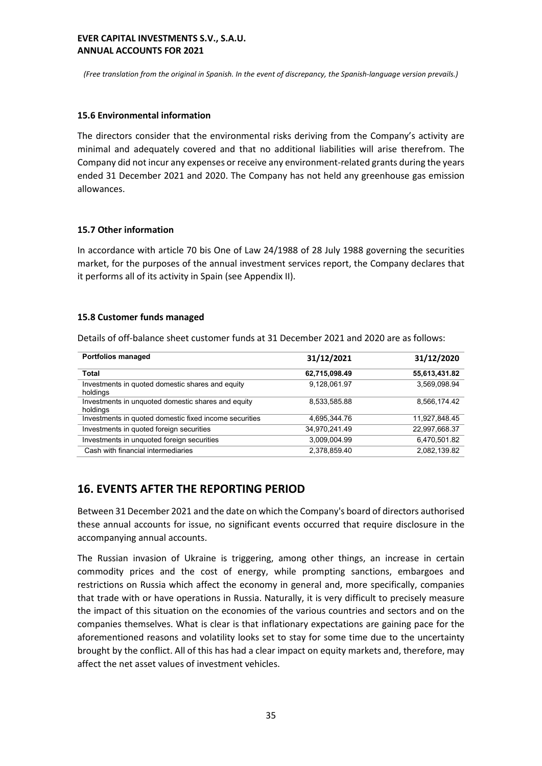*(Free translation from the original in Spanish. In the event of discrepancy, the Spanish-language version prevails.)*

### 15.6 Environmental information

The directors consider that the environmental risks deriving from the Company's activity are minimal and adequately covered and that no additional liabilities will arise therefrom. The Company did not incur any expenses or receive any environment-related grants during the years ended 31 December 2021 and 2020. The Company has not held any greenhouse gas emission allowances.

### 15.7 Other information

In accordance with article 70 bis One of Law 24/1988 of 28 July 1988 governing the securities market, for the purposes of the annual investment services report, the Company declares that it performs all of its activity in Spain (see Appendix II).

### 15.8 Customer funds managed

Details of off-balance sheet customer funds at 31 December 2021 and 2020 are as follows:

| Portfolios managed | 31/12/2021 | 31/12/2020 |
|---|---|---|
| **Total** | **62,715,098.49** | **55,613,431.82** |
| Investments in quoted domestic shares and equity holdings | 9,128,061.97 | 3,569,098.94 |
| Investments in unquoted domestic shares and equity holdings | 8,533,585.88 | 8,566,174.42 |
| Investments in quoted domestic fixed income securities | 4,695,344.76 | 11,927,848.45 |
| Investments in quoted foreign securities | 34,970,241.49 | 22,997,668.37 |
| Investments in unquoted foreign securities | 3,009,004.99 | 6,470,501.82 |
| Cash with financial intermediaries | 2,378,859.40 | 2,082,139.82 |

## 16. EVENTS AFTER THE REPORTING PERIOD

Between 31 December 2021 and the date on which the Company's board of directors authorised these annual accounts for issue, no significant events occurred that require disclosure in the accompanying annual accounts.

The Russian invasion of Ukraine is triggering, among other things, an increase in certain commodity prices and the cost of energy, while prompting sanctions, embargoes and restrictions on Russia which affect the economy in general and, more specifically, companies that trade with or have operations in Russia. Naturally, it is very difficult to precisely measure the impact of this situation on the economies of the various countries and sectors and on the companies themselves. What is clear is that inflationary expectations are gaining pace for the aforementioned reasons and volatility looks set to stay for some time due to the uncertainty brought by the conflict. All of this has had a clear impact on equity markets and, therefore, may affect the net asset values of investment vehicles.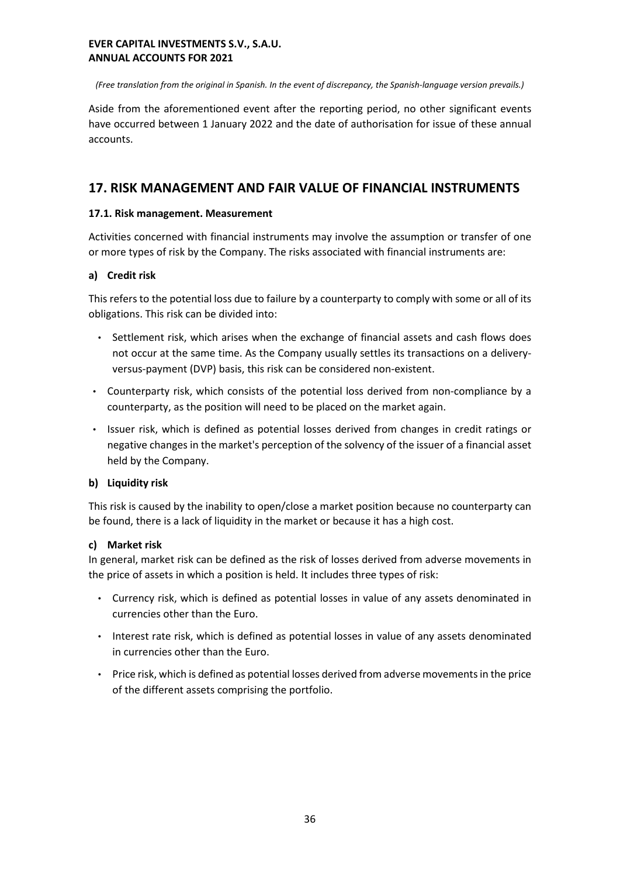*(Free translation from the original in Spanish. In the event of discrepancy, the Spanish-language version prevails.)*

Aside from the aforementioned event after the reporting period, no other significant events have occurred between 1 January 2022 and the date of authorisation for issue of these annual accounts.

## 17. RISK MANAGEMENT AND FAIR VALUE OF FINANCIAL INSTRUMENTS

### 17.1. Risk management. Measurement

Activities concerned with financial instruments may involve the assumption or transfer of one or more types of risk by the Company. The risks associated with financial instruments are:

**a) Credit risk**

This refers to the potential loss due to failure by a counterparty to comply with some or all of its obligations. This risk can be divided into:

- Settlement risk, which arises when the exchange of financial assets and cash flows does not occur at the same time. As the Company usually settles its transactions on a delivery-versus-payment (DVP) basis, this risk can be considered non-existent.
- Counterparty risk, which consists of the potential loss derived from non-compliance by a counterparty, as the position will need to be placed on the market again.
- Issuer risk, which is defined as potential losses derived from changes in credit ratings or negative changes in the market's perception of the solvency of the issuer of a financial asset held by the Company.

**b) Liquidity risk**

This risk is caused by the inability to open/close a market position because no counterparty can be found, there is a lack of liquidity in the market or because it has a high cost.

**c) Market risk**

In general, market risk can be defined as the risk of losses derived from adverse movements in the price of assets in which a position is held. It includes three types of risk:

- Currency risk, which is defined as potential losses in value of any assets denominated in currencies other than the Euro.
- Interest rate risk, which is defined as potential losses in value of any assets denominated in currencies other than the Euro.
- Price risk, which is defined as potential losses derived from adverse movements in the price of the different assets comprising the portfolio.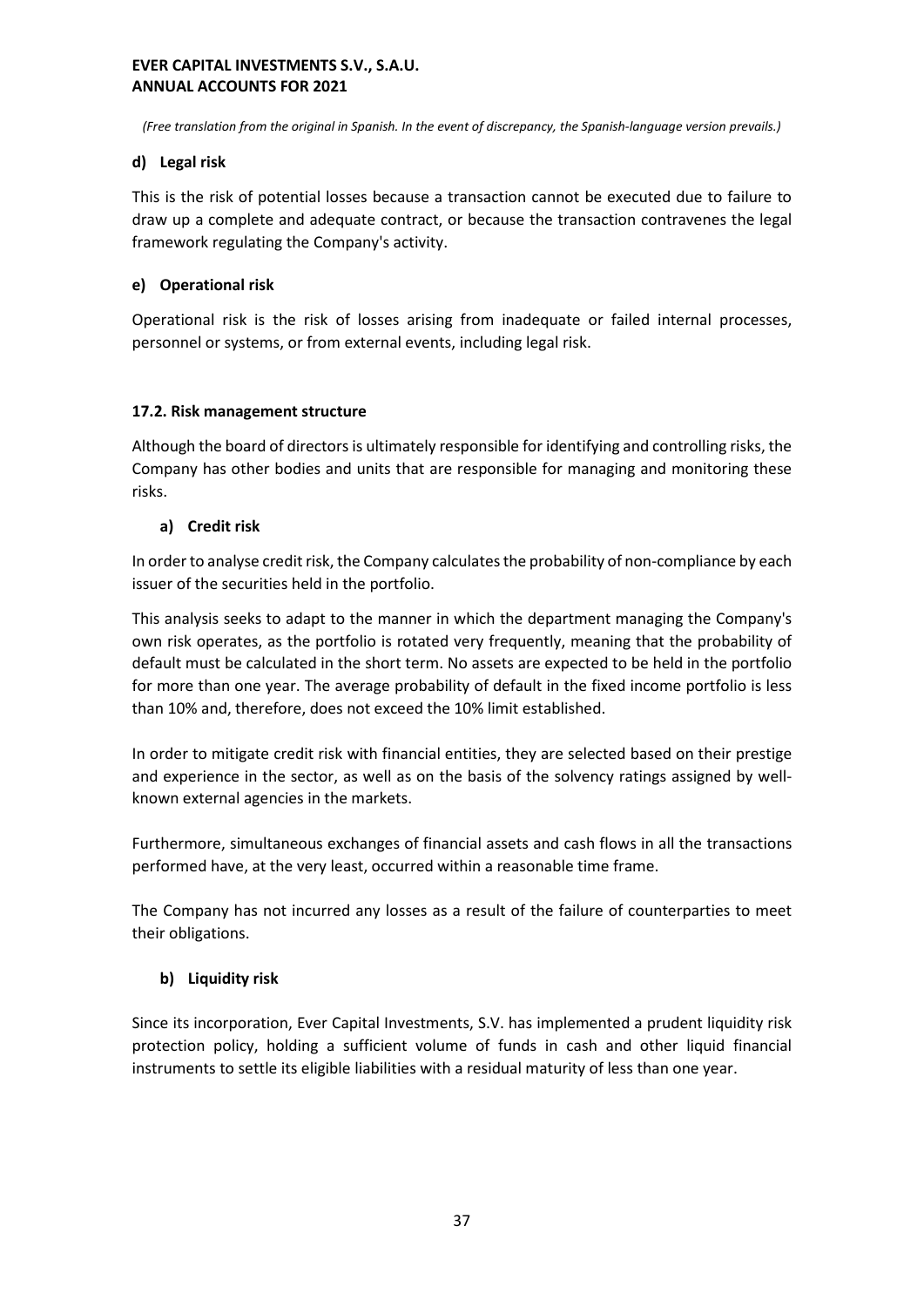*(Free translation from the original in Spanish. In the event of discrepancy, the Spanish-language version prevails.)*

**d) Legal risk**

This is the risk of potential losses because a transaction cannot be executed due to failure to draw up a complete and adequate contract, or because the transaction contravenes the legal framework regulating the Company's activity.

**e) Operational risk**

Operational risk is the risk of losses arising from inadequate or failed internal processes, personnel or systems, or from external events, including legal risk.

### 17.2. Risk management structure

Although the board of directors is ultimately responsible for identifying and controlling risks, the Company has other bodies and units that are responsible for managing and monitoring these risks.

**a) Credit risk**

In order to analyse credit risk, the Company calculates the probability of non-compliance by each issuer of the securities held in the portfolio.

This analysis seeks to adapt to the manner in which the department managing the Company's own risk operates, as the portfolio is rotated very frequently, meaning that the probability of default must be calculated in the short term. No assets are expected to be held in the portfolio for more than one year. The average probability of default in the fixed income portfolio is less than 10% and, therefore, does not exceed the 10% limit established.

In order to mitigate credit risk with financial entities, they are selected based on their prestige and experience in the sector, as well as on the basis of the solvency ratings assigned by well-known external agencies in the markets.

Furthermore, simultaneous exchanges of financial assets and cash flows in all the transactions performed have, at the very least, occurred within a reasonable time frame.

The Company has not incurred any losses as a result of the failure of counterparties to meet their obligations.

**b) Liquidity risk**

Since its incorporation, Ever Capital Investments, S.V. has implemented a prudent liquidity risk protection policy, holding a sufficient volume of funds in cash and other liquid financial instruments to settle its eligible liabilities with a residual maturity of less than one year.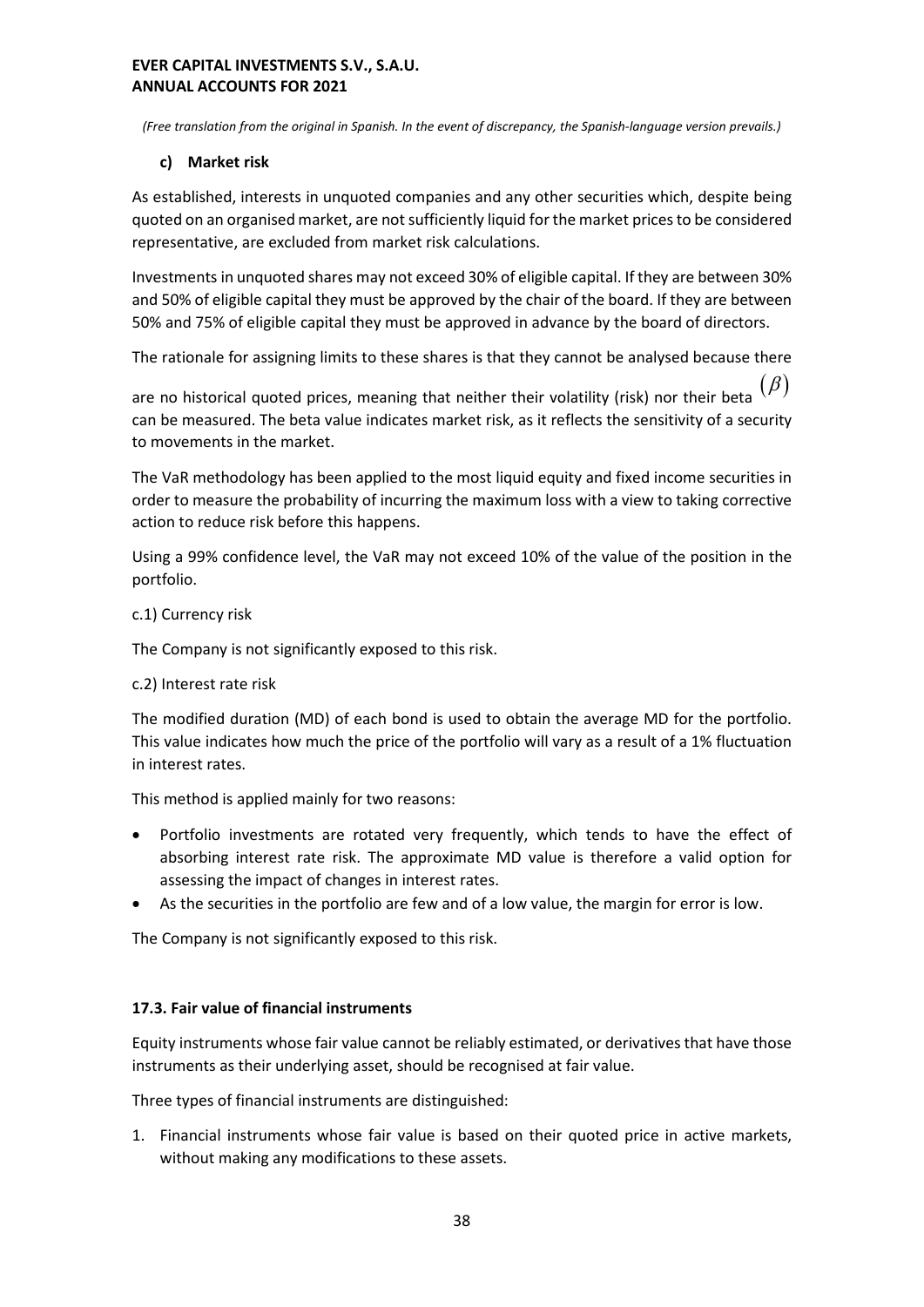*(Free translation from the original in Spanish. In the event of discrepancy, the Spanish-language version prevails.)*

### c) Market risk

As established, interests in unquoted companies and any other securities which, despite being quoted on an organised market, are not sufficiently liquid for the market prices to be considered representative, are excluded from market risk calculations.

Investments in unquoted shares may not exceed 30% of eligible capital. If they are between 30% and 50% of eligible capital they must be approved by the chair of the board. If they are between 50% and 75% of eligible capital they must be approved in advance by the board of directors.

The rationale for assigning limits to these shares is that they cannot be analysed because there are no historical quoted prices, meaning that neither their volatility (risk) nor their beta $(\beta)$ can be measured. The beta value indicates market risk, as it reflects the sensitivity of a security to movements in the market.

The VaR methodology has been applied to the most liquid equity and fixed income securities in order to measure the probability of incurring the maximum loss with a view to taking corrective action to reduce risk before this happens.

Using a 99% confidence level, the VaR may not exceed 10% of the value of the position in the portfolio.

c.1) Currency risk

The Company is not significantly exposed to this risk.

c.2) Interest rate risk

The modified duration (MD) of each bond is used to obtain the average MD for the portfolio. This value indicates how much the price of the portfolio will vary as a result of a 1% fluctuation in interest rates.

This method is applied mainly for two reasons:

- Portfolio investments are rotated very frequently, which tends to have the effect of absorbing interest rate risk. The approximate MD value is therefore a valid option for assessing the impact of changes in interest rates.
- As the securities in the portfolio are few and of a low value, the margin for error is low.

The Company is not significantly exposed to this risk.

### 17.3. Fair value of financial instruments

Equity instruments whose fair value cannot be reliably estimated, or derivatives that have those instruments as their underlying asset, should be recognised at fair value.

Three types of financial instruments are distinguished:

1. Financial instruments whose fair value is based on their quoted price in active markets, without making any modifications to these assets.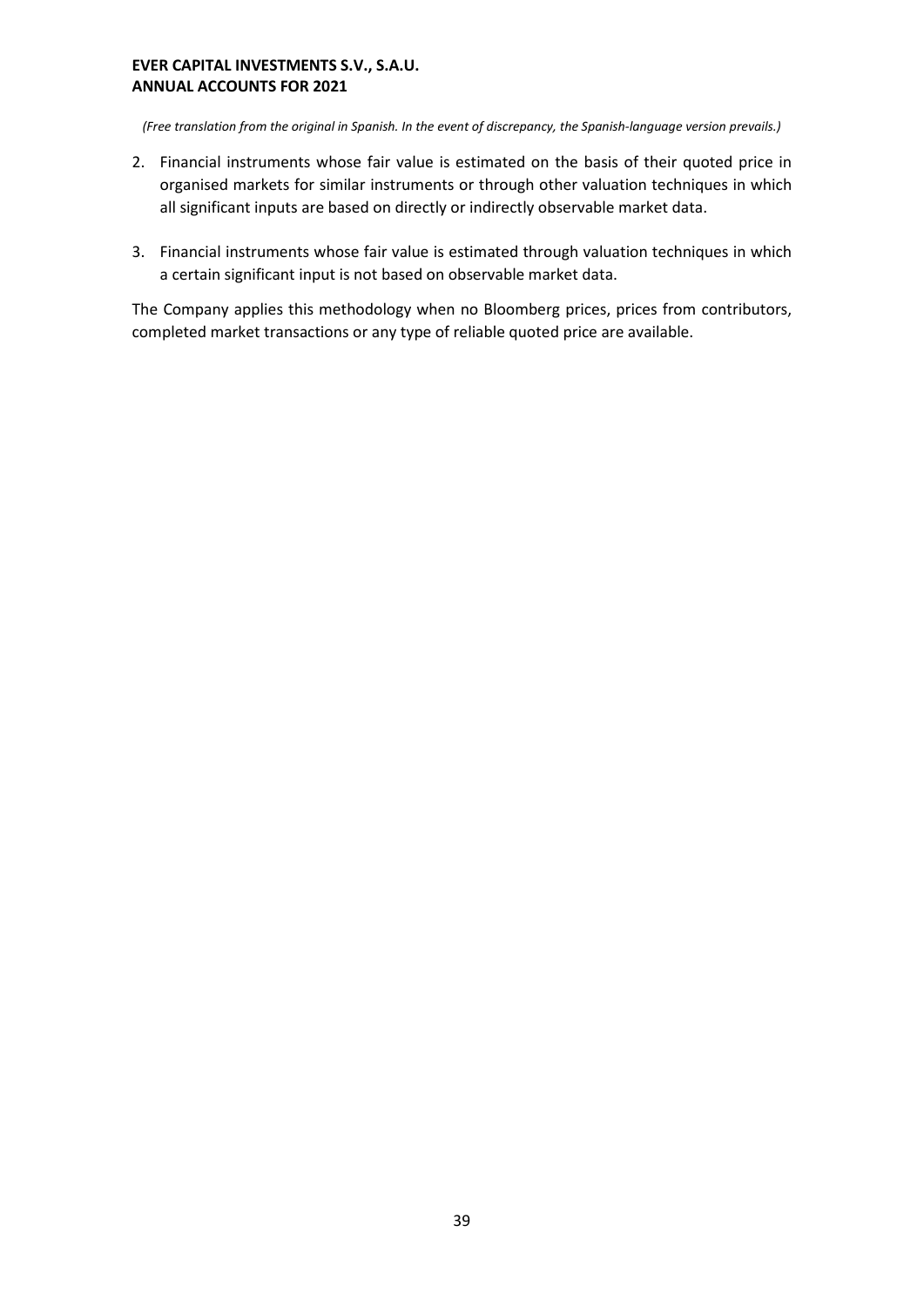*(Free translation from the original in Spanish. In the event of discrepancy, the Spanish-language version prevails.)*

2. Financial instruments whose fair value is estimated on the basis of their quoted price in organised markets for similar instruments or through other valuation techniques in which all significant inputs are based on directly or indirectly observable market data.

3. Financial instruments whose fair value is estimated through valuation techniques in which a certain significant input is not based on observable market data.

The Company applies this methodology when no Bloomberg prices, prices from contributors, completed market transactions or any type of reliable quoted price are available.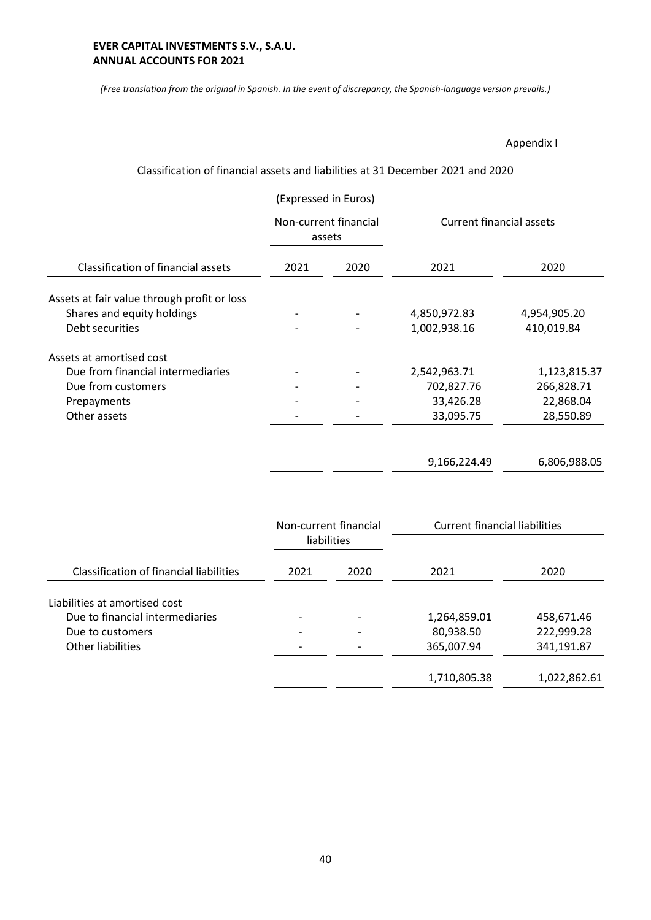**EVER CAPITAL INVESTMENTS S.V., S.A.U.**
**ANNUAL ACCOUNTS FOR 2021**

*(Free translation from the original in Spanish. In the event of discrepancy, the Spanish-language version prevails.)*

Appendix I

Classification of financial assets and liabilities at 31 December 2021 and 2020

(Expressed in Euros)

| Classification of financial assets | Non-current financial assets | | Current financial assets | |
|---|---|---|---|---|
| | 2021 | 2020 | 2021 | 2020 |
| Assets at fair value through profit or loss | | | | |
| Shares and equity holdings | - | - | 4,850,972.83 | 4,954,905.20 |
| Debt securities | - | - | 1,002,938.16 | 410,019.84 |
| Assets at amortised cost | | | | |
| Due from financial intermediaries | - | - | 2,542,963.71 | 1,123,815.37 |
| Due from customers | - | - | 702,827.76 | 266,828.71 |
| Prepayments | - | - | 33,426.28 | 22,868.04 |
| Other assets | - | - | 33,095.75 | 28,550.89 |
| | | | 9,166,224.49 | 6,806,988.05 |

| Classification of financial liabilities | Non-current financial liabilities | | Current financial liabilities | |
|---|---|---|---|---|
| | 2021 | 2020 | 2021 | 2020 |
| Liabilities at amortised cost | | | | |
| Due to financial intermediaries | - | - | 1,264,859.01 | 458,671.46 |
| Due to customers | - | - | 80,938.50 | 222,999.28 |
| Other liabilities | - | - | 365,007.94 | 341,191.87 |
| | | | 1,710,805.38 | 1,022,862.61 |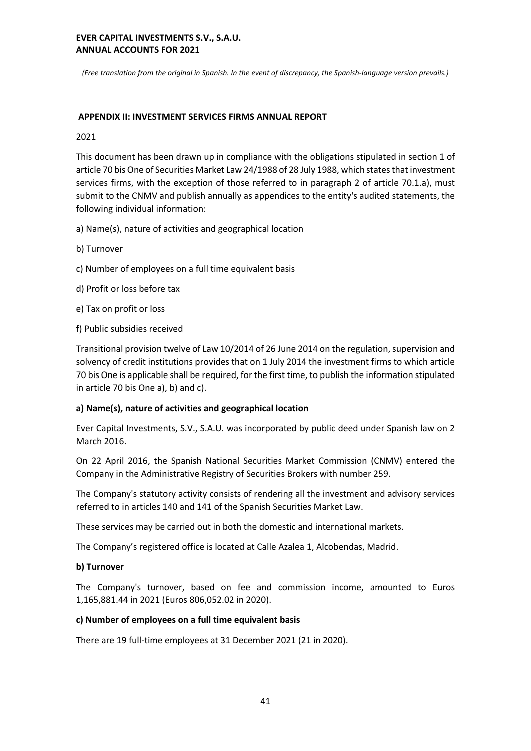*(Free translation from the original in Spanish. In the event of discrepancy, the Spanish-language version prevails.)*

## APPENDIX II: INVESTMENT SERVICES FIRMS ANNUAL REPORT

2021

This document has been drawn up in compliance with the obligations stipulated in section 1 of article 70 bis One of Securities Market Law 24/1988 of 28 July 1988, which states that investment services firms, with the exception of those referred to in paragraph 2 of article 70.1.a), must submit to the CNMV and publish annually as appendices to the entity's audited statements, the following individual information:

a) Name(s), nature of activities and geographical location

b) Turnover

c) Number of employees on a full time equivalent basis

d) Profit or loss before tax

e) Tax on profit or loss

f) Public subsidies received

Transitional provision twelve of Law 10/2014 of 26 June 2014 on the regulation, supervision and solvency of credit institutions provides that on 1 July 2014 the investment firms to which article 70 bis One is applicable shall be required, for the first time, to publish the information stipulated in article 70 bis One a), b) and c).

### a) Name(s), nature of activities and geographical location

Ever Capital Investments, S.V., S.A.U. was incorporated by public deed under Spanish law on 2 March 2016.

On 22 April 2016, the Spanish National Securities Market Commission (CNMV) entered the Company in the Administrative Registry of Securities Brokers with number 259.

The Company's statutory activity consists of rendering all the investment and advisory services referred to in articles 140 and 141 of the Spanish Securities Market Law.

These services may be carried out in both the domestic and international markets.

The Company's registered office is located at Calle Azalea 1, Alcobendas, Madrid.

### b) Turnover

The Company's turnover, based on fee and commission income, amounted to Euros 1,165,881.44 in 2021 (Euros 806,052.02 in 2020).

### c) Number of employees on a full time equivalent basis

There are 19 full-time employees at 31 December 2021 (21 in 2020).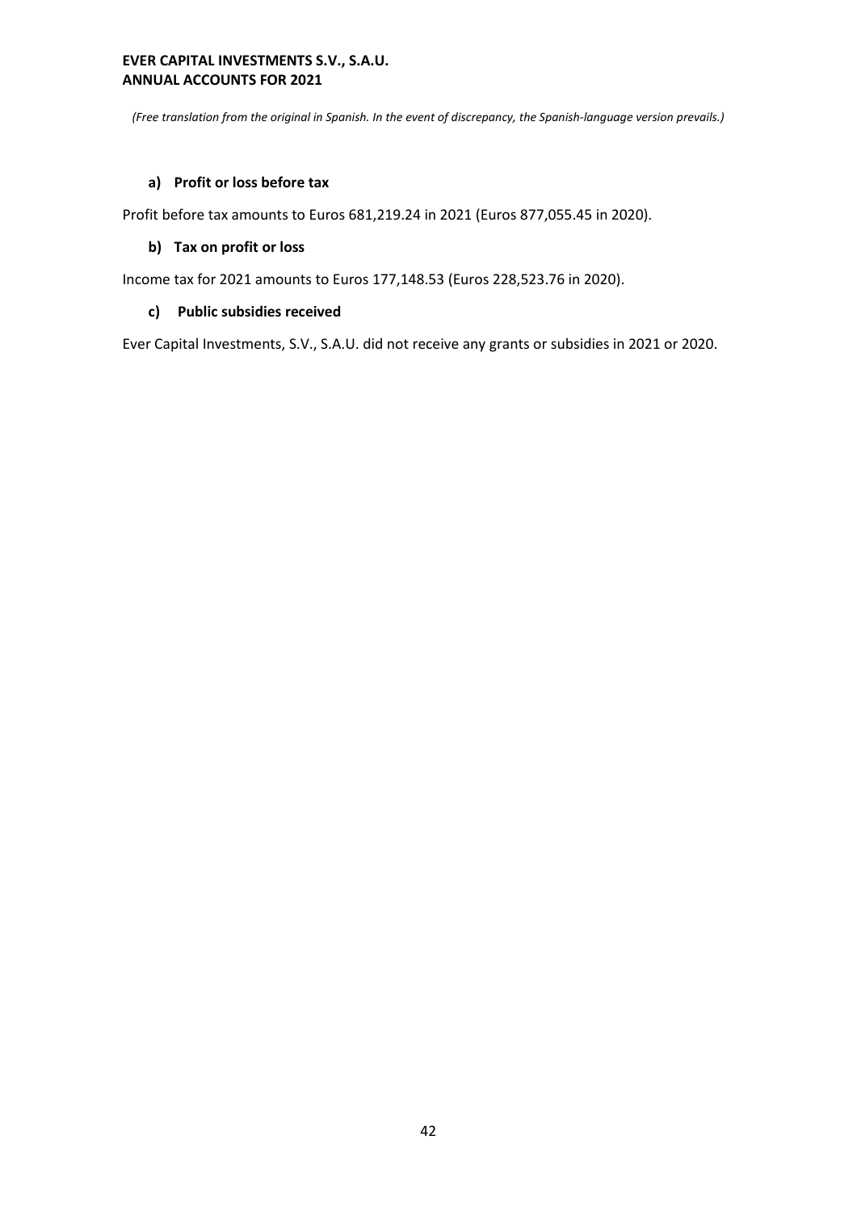*(Free translation from the original in Spanish. In the event of discrepancy, the Spanish-language version prevails.)*

#### a) Profit or loss before tax

Profit before tax amounts to Euros 681,219.24 in 2021 (Euros 877,055.45 in 2020).

#### b) Tax on profit or loss

Income tax for 2021 amounts to Euros 177,148.53 (Euros 228,523.76 in 2020).

#### c) Public subsidies received

Ever Capital Investments, S.V., S.A.U. did not receive any grants or subsidies in 2021 or 2020.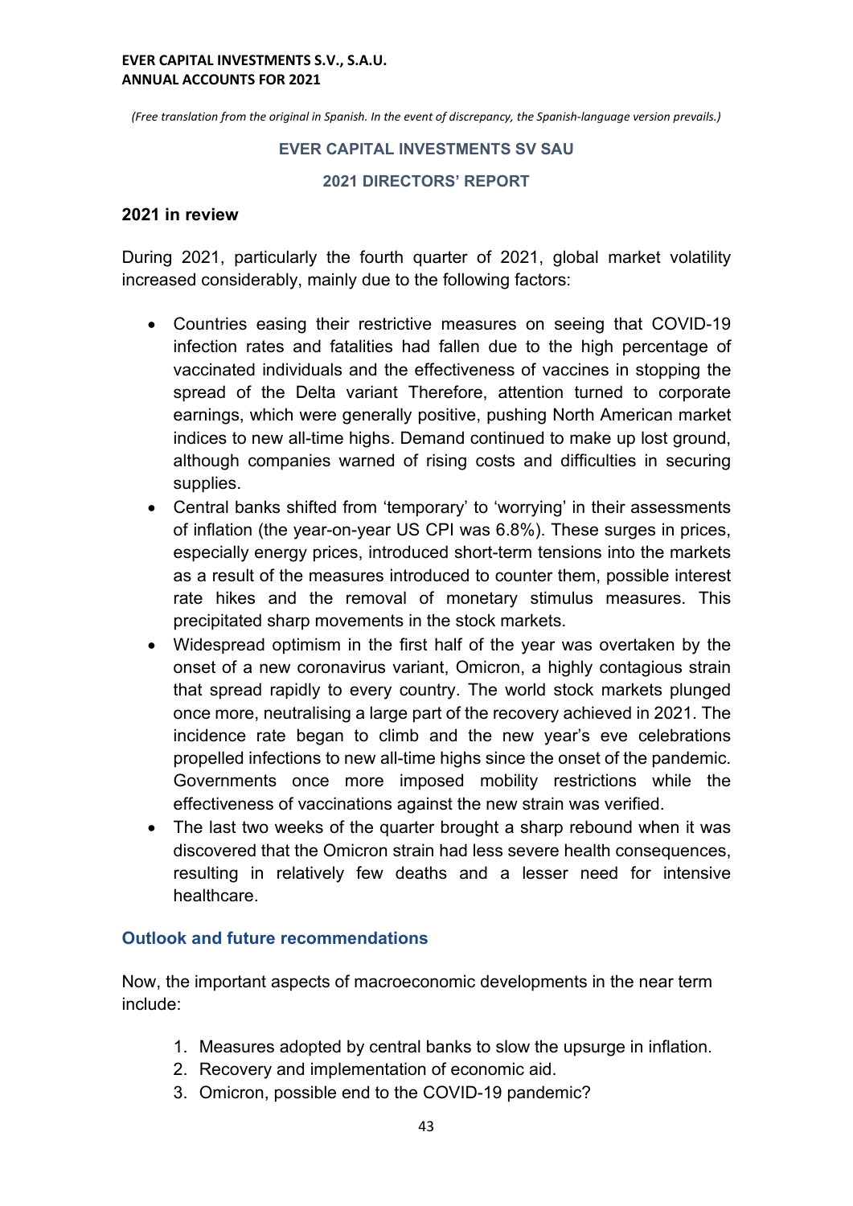*(Free translation from the original in Spanish. In the event of discrepancy, the Spanish-language version prevails.)*

## EVER CAPITAL INVESTMENTS SV SAU

## 2021 DIRECTORS' REPORT

### 2021 in review

During 2021, particularly the fourth quarter of 2021, global market volatility increased considerably, mainly due to the following factors:

- Countries easing their restrictive measures on seeing that COVID-19 infection rates and fatalities had fallen due to the high percentage of vaccinated individuals and the effectiveness of vaccines in stopping the spread of the Delta variant Therefore, attention turned to corporate earnings, which were generally positive, pushing North American market indices to new all-time highs. Demand continued to make up lost ground, although companies warned of rising costs and difficulties in securing supplies.
- Central banks shifted from 'temporary' to 'worrying' in their assessments of inflation (the year-on-year US CPI was 6.8%). These surges in prices, especially energy prices, introduced short-term tensions into the markets as a result of the measures introduced to counter them, possible interest rate hikes and the removal of monetary stimulus measures. This precipitated sharp movements in the stock markets.
- Widespread optimism in the first half of the year was overtaken by the onset of a new coronavirus variant, Omicron, a highly contagious strain that spread rapidly to every country. The world stock markets plunged once more, neutralising a large part of the recovery achieved in 2021. The incidence rate began to climb and the new year's eve celebrations propelled infections to new all-time highs since the onset of the pandemic. Governments once more imposed mobility restrictions while the effectiveness of vaccinations against the new strain was verified.
- The last two weeks of the quarter brought a sharp rebound when it was discovered that the Omicron strain had less severe health consequences, resulting in relatively few deaths and a lesser need for intensive healthcare.

### Outlook and future recommendations

Now, the important aspects of macroeconomic developments in the near term include:

1. Measures adopted by central banks to slow the upsurge in inflation.
2. Recovery and implementation of economic aid.
3. Omicron, possible end to the COVID-19 pandemic?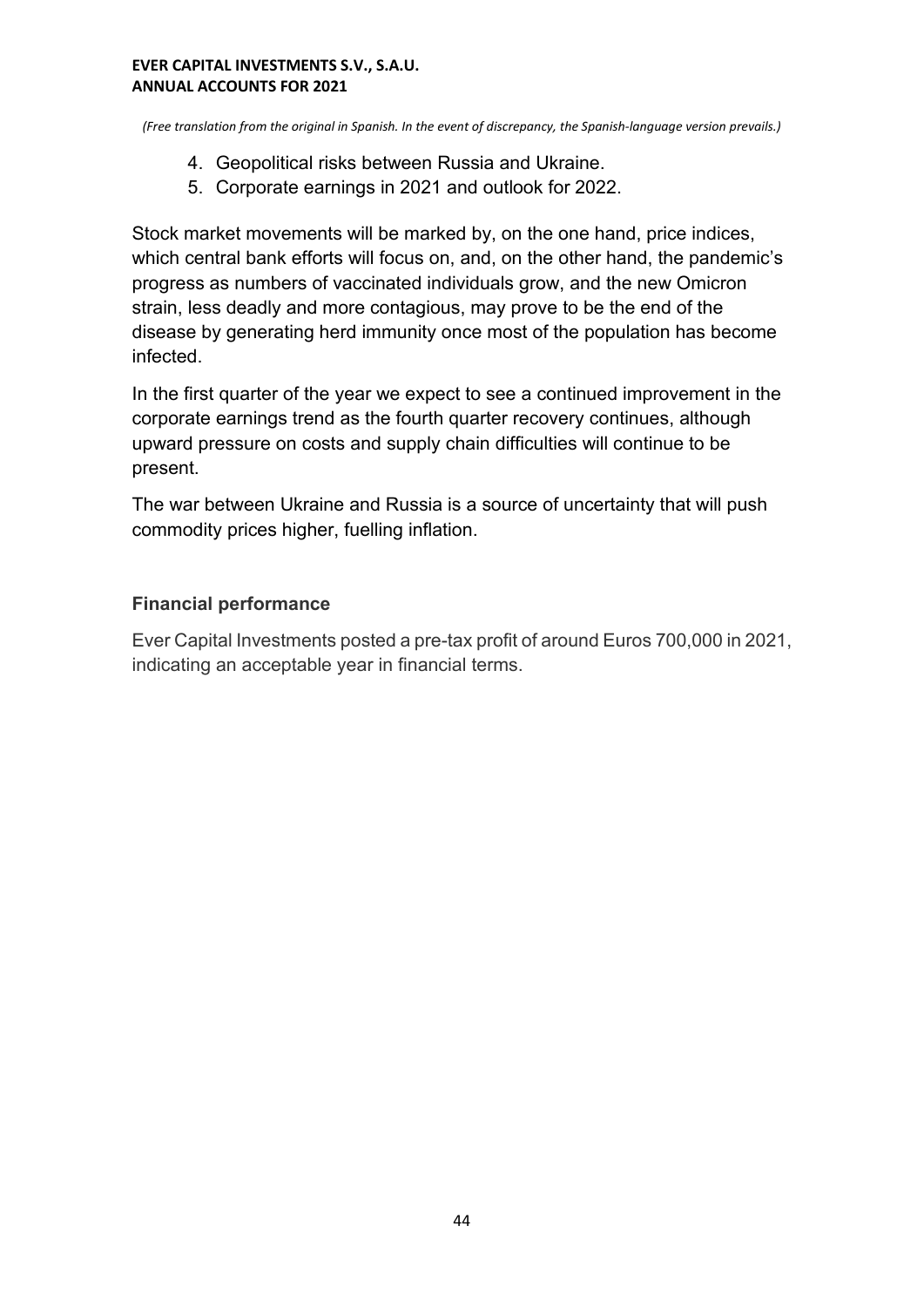*(Free translation from the original in Spanish. In the event of discrepancy, the Spanish-language version prevails.)*

4. Geopolitical risks between Russia and Ukraine.
5. Corporate earnings in 2021 and outlook for 2022.

Stock market movements will be marked by, on the one hand, price indices, which central bank efforts will focus on, and, on the other hand, the pandemic's progress as numbers of vaccinated individuals grow, and the new Omicron strain, less deadly and more contagious, may prove to be the end of the disease by generating herd immunity once most of the population has become infected.

In the first quarter of the year we expect to see a continued improvement in the corporate earnings trend as the fourth quarter recovery continues, although upward pressure on costs and supply chain difficulties will continue to be present.

The war between Ukraine and Russia is a source of uncertainty that will push commodity prices higher, fuelling inflation.

### Financial performance

Ever Capital Investments posted a pre-tax profit of around Euros 700,000 in 2021, indicating an acceptable year in financial terms.